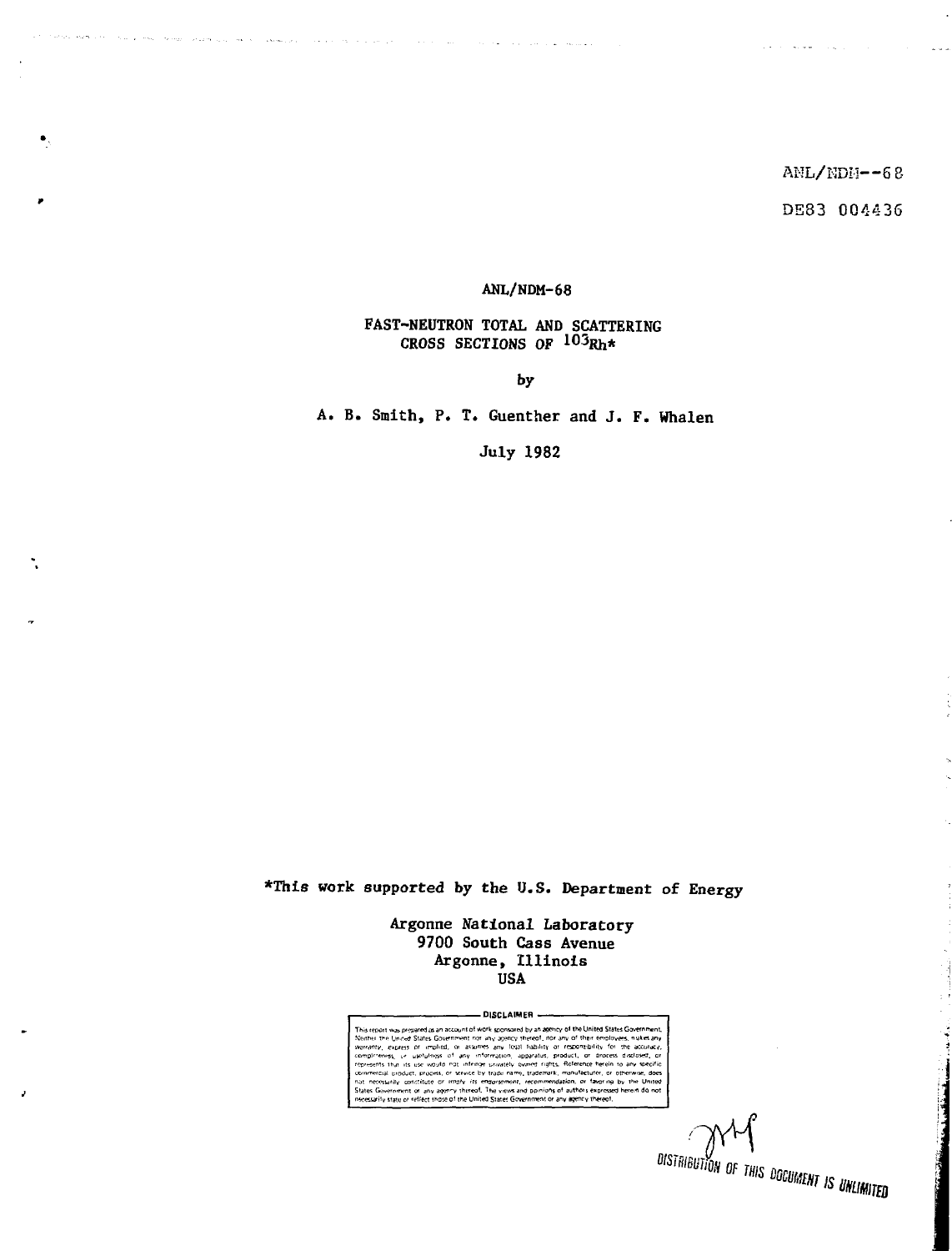ANL/NDM--68

DE83 004436

ANL/NDM-68

# FAST-NEUTRON TOTAL AND SCATTERING CROSS SECTIONS OF $^{103}$Rh*

by

A. B. Smith, P. T. Guenther and J. F. Whalen

July 1982

*This work supported by the U.S. Department of Energy

Argonne National Laboratory
9700 South Cass Avenue
Argonne, Illinois
USA

**DISCLAIMER**

This report was prepared as an account of work sponsored by an agency of the United States Government. Neither the United States Government nor any agency thereof, nor any of their employees, makes any warranty, express or implied, or assumes any legal liability or responsibility for the accuracy, completeness, or usefulness of any information, apparatus, product, or process disclosed, or represents that its use would not infringe privately owned rights. Reference herein to any specific commercial product, process, or service by trade name, trademark, manufacturer, or otherwise, does not necessarily constitute or imply its endorsement, recommendation, or favoring by the United States Government or any agency thereof. The views and opinions of authors expressed herein do not necessarily state or reflect those of the United States Government or any agency thereof.

DISTRIBUTION OF THIS DOCUMENT IS UNLIMITED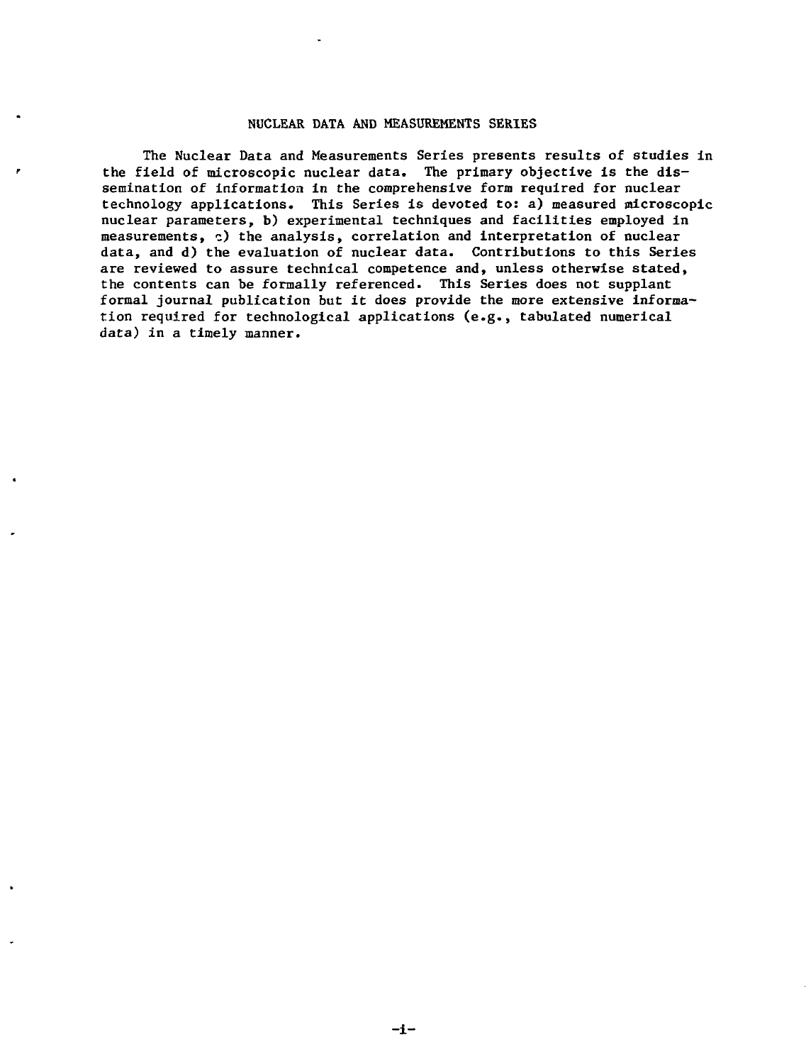# NUCLEAR DATA AND MEASUREMENTS SERIES

The Nuclear Data and Measurements Series presents results of studies in the field of microscopic nuclear data. The primary objective is the dissemination of information in the comprehensive form required for nuclear technology applications. This Series is devoted to: a) measured microscopic nuclear parameters, b) experimental techniques and facilities employed in measurements, c) the analysis, correlation and interpretation of nuclear data, and d) the evaluation of nuclear data. Contributions to this Series are reviewed to assure technical competence and, unless otherwise stated, the contents can be formally referenced. This Series does not supplant formal journal publication but it does provide the more extensive information required for technological applications (e.g., tabulated numerical data) in a timely manner.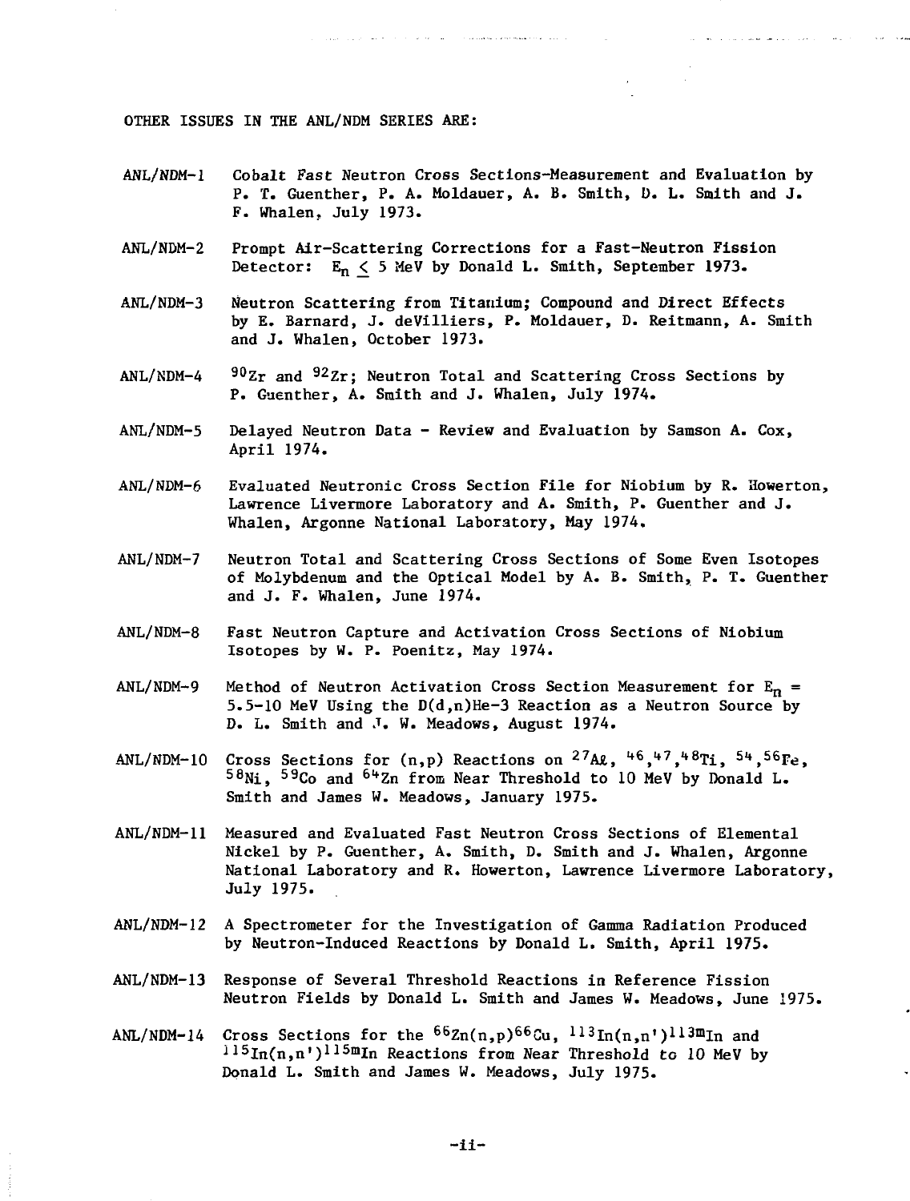OTHER ISSUES IN THE ANL/NDM SERIES ARE:

ANL/NDM-1 Cobalt Fast Neutron Cross Sections-Measurement and Evaluation by P. T. Guenther, P. A. Moldauer, A. B. Smith, D. L. Smith and J. F. Whalen, July 1973.

ANL/NDM-2 Prompt Air-Scattering Corrections for a Fast-Neutron Fission Detector: $E_n \leq 5$ MeV by Donald L. Smith, September 1973.

ANL/NDM-3 Neutron Scattering from Titanium; Compound and Direct Effects by E. Barnard, J. deVilliers, P. Moldauer, D. Reitmann, A. Smith and J. Whalen, October 1973.

ANL/NDM-4 $^{90}Zr$ and $^{92}Zr$; Neutron Total and Scattering Cross Sections by P. Guenther, A. Smith and J. Whalen, July 1974.

ANL/NDM-5 Delayed Neutron Data - Review and Evaluation by Samson A. Cox, April 1974.

ANL/NDM-6 Evaluated Neutronic Cross Section File for Niobium by R. Howerton, Lawrence Livermore Laboratory and A. Smith, P. Guenther and J. Whalen, Argonne National Laboratory, May 1974.

ANL/NDM-7 Neutron Total and Scattering Cross Sections of Some Even Isotopes of Molybdenum and the Optical Model by A. B. Smith, P. T. Guenther and J. F. Whalen, June 1974.

ANL/NDM-8 Fast Neutron Capture and Activation Cross Sections of Niobium Isotopes by W. P. Poenitz, May 1974.

ANL/NDM-9 Method of Neutron Activation Cross Section Measurement for $E_n$ = 5.5-10 MeV Using the D(d,n)He-3 Reaction as a Neutron Source by D. L. Smith and J. W. Meadows, August 1974.

ANL/NDM-10 Cross Sections for (n,p) Reactions on $^{27}Al$, $^{46,47,48}Ti$, $^{54,56}Fe$, $^{58}Ni$, $^{59}Co$ and $^{64}Zn$ from Near Threshold to 10 MeV by Donald L. Smith and James W. Meadows, January 1975.

ANL/NDM-11 Measured and Evaluated Fast Neutron Cross Sections of Elemental Nickel by P. Guenther, A. Smith, D. Smith and J. Whalen, Argonne National Laboratory and R. Howerton, Lawrence Livermore Laboratory, July 1975.

ANL/NDM-12 A Spectrometer for the Investigation of Gamma Radiation Produced by Neutron-Induced Reactions by Donald L. Smith, April 1975.

ANL/NDM-13 Response of Several Threshold Reactions in Reference Fission Neutron Fields by Donald L. Smith and James W. Meadows, June 1975.

ANL/NDM-14 Cross Sections for the $^{66}Zn(n,p)^{66}Cu$, $^{113}In(n,n')^{113m}In$ and $^{115}In(n,n')^{115m}In$ Reactions from Near Threshold to 10 MeV by Donald L. Smith and James W. Meadows, July 1975.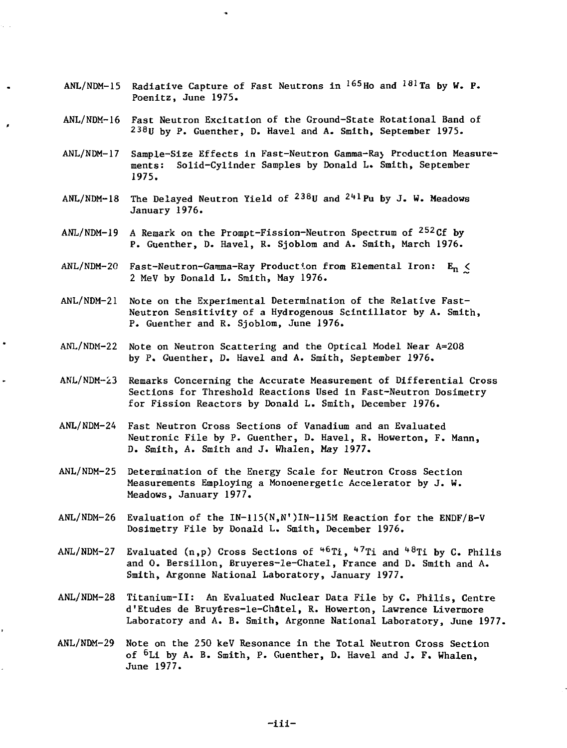ANL/NDM-15 Radiative Capture of Fast Neutrons in $^{165}$Ho and $^{181}$Ta by W. P. Poenitz, June 1975.

ANL/NDM-16 Fast Neutron Excitation of the Ground-State Rotational Band of $^{238}$U by P. Guenther, D. Havel and A. Smith, September 1975.

ANL/NDM-17 Sample-Size Effects in Fast-Neutron Gamma-Ray Production Measurements: Solid-Cylinder Samples by Donald L. Smith, September 1975.

ANL/NDM-18 The Delayed Neutron Yield of $^{238}$U and $^{241}$Pu by J. W. Meadows January 1976.

ANL/NDM-19 A Remark on the Prompt-Fission-Neutron Spectrum of $^{252}$Cf by P. Guenther, D. Havel, R. Sjoblom and A. Smith, March 1976.

ANL/NDM-20 Fast-Neutron-Gamma-Ray Production from Elemental Iron: $E_n \lesssim$ 2 MeV by Donald L. Smith, May 1976.

ANL/NDM-21 Note on the Experimental Determination of the Relative Fast-Neutron Sensitivity of a Hydrogenous Scintillator by A. Smith, P. Guenther and R. Sjoblom, June 1976.

ANL/NDM-22 Note on Neutron Scattering and the Optical Model Near A=208 by P. Guenther, D. Havel and A. Smith, September 1976.

ANL/NDM-23 Remarks Concerning the Accurate Measurement of Differential Cross Sections for Threshold Reactions Used in Fast-Neutron Dosimetry for Fission Reactors by Donald L. Smith, December 1976.

ANL/NDM-24 Fast Neutron Cross Sections of Vanadium and an Evaluated Neutronic File by P. Guenther, D. Havel, R. Howerton, F. Mann, D. Smith, A. Smith and J. Whalen, May 1977.

ANL/NDM-25 Determination of the Energy Scale for Neutron Cross Section Measurements Employing a Monoenergetic Accelerator by J. W. Meadows, January 1977.

ANL/NDM-26 Evaluation of the IN-115(N,N')IN-115M Reaction for the ENDF/B-V Dosimetry File by Donald L. Smith, December 1976.

ANL/NDM-27 Evaluated (n,p) Cross Sections of $^{46}$Ti, $^{47}$Ti and $^{48}$Ti by C. Philis and O. Bersillon, Bruyeres-le-Chatel, France and D. Smith and A. Smith, Argonne National Laboratory, January 1977.

ANL/NDM-28 Titanium-II: An Evaluated Nuclear Data File by C. Philis, Centre d'Etudes de Bruyéres-le-Châtel, R. Howerton, Lawrence Livermore Laboratory and A. B. Smith, Argonne National Laboratory, June 1977.

ANL/NDM-29 Note on the 250 keV Resonance in the Total Neutron Cross Section of $^{6}$Li by A. B. Smith, P. Guenther, D. Havel and J. F. Whalen, June 1977.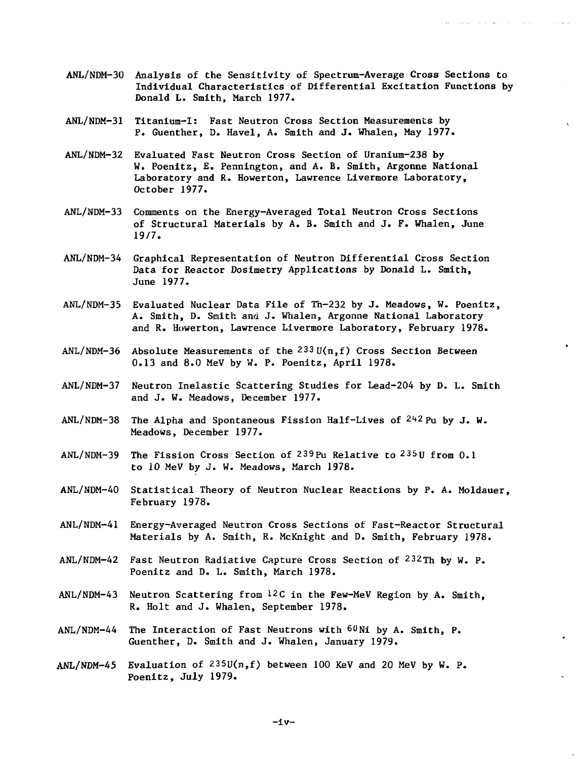ANL/NDM-30 Analysis of the Sensitivity of Spectrum-Average Cross Sections to Individual Characteristics of Differential Excitation Functions by Donald L. Smith, March 1977.

ANL/NDM-31 Titanium-I: Fast Neutron Cross Section Measurements by P. Guenther, D. Havel, A. Smith and J. Whalen, May 1977.

ANL/NDM-32 Evaluated Fast Neutron Cross Section of Uranium-238 by W. Poenitz, E. Pennington, and A. B. Smith, Argonne National Laboratory and R. Howerton, Lawrence Livermore Laboratory, October 1977.

ANL/NDM-33 Comments on the Energy-Averaged Total Neutron Cross Sections of Structural Materials by A. B. Smith and J. F. Whalen, June 1977.

ANL/NDM-34 Graphical Representation of Neutron Differential Cross Section Data for Reactor Dosimetry Applications by Donald L. Smith, June 1977.

ANL/NDM-35 Evaluated Nuclear Data File of Th-232 by J. Meadows, W. Poenitz, A. Smith, D. Smith and J. Whalen, Argonne National Laboratory and R. Howerton, Lawrence Livermore Laboratory, February 1978.

ANL/NDM-36 Absolute Measurements of the $^{233}U(n,f)$ Cross Section Between 0.13 and 8.0 MeV by W. P. Poenitz, April 1978.

ANL/NDM-37 Neutron Inelastic Scattering Studies for Lead-204 by D. L. Smith and J. W. Meadows, December 1977.

ANL/NDM-38 The Alpha and Spontaneous Fission Half-Lives of $^{242}Pu$ by J. W. Meadows, December 1977.

ANL/NDM-39 The Fission Cross Section of $^{239}Pu$ Relative to $^{235}U$ from 0.1 to 10 MeV by J. W. Meadows, March 1978.

ANL/NDM-40 Statistical Theory of Neutron Nuclear Reactions by P. A. Moldauer, February 1978.

ANL/NDM-41 Energy-Averaged Neutron Cross Sections of Fast-Reactor Structural Materials by A. Smith, R. McKnight and D. Smith, February 1978.

ANL/NDM-42 Fast Neutron Radiative Capture Cross Section of $^{232}Th$ by W. P. Poenitz and D. L. Smith, March 1978.

ANL/NDM-43 Neutron Scattering from $^{12}C$ in the Few-MeV Region by A. Smith, R. Holt and J. Whalen, September 1978.

ANL/NDM-44 The Interaction of Fast Neutrons with $^{60}Ni$ by A. Smith, P. Guenther, D. Smith and J. Whalen, January 1979.

ANL/NDM-45 Evaluation of $^{235}U(n,f)$ between 100 KeV and 20 MeV by W. P. Poenitz, July 1979.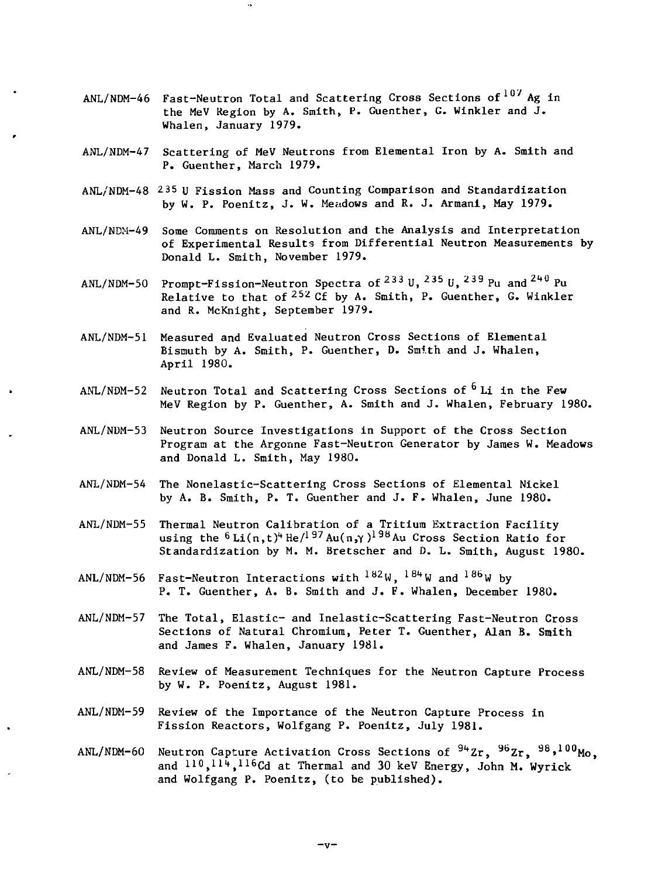ANL/NDM-46 Fast-Neutron Total and Scattering Cross Sections of $^{107}$Ag in the MeV Region by A. Smith, P. Guenther, G. Winkler and J. Whalen, January 1979.

ANL/NDM-47 Scattering of MeV Neutrons from Elemental Iron by A. Smith and P. Guenther, March 1979.

ANL/NDM-48 $^{235}$U Fission Mass and Counting Comparison and Standardization by W. P. Poenitz, J. W. Meadows and R. J. Armani, May 1979.

ANL/NDM-49 Some Comments on Resolution and the Analysis and Interpretation of Experimental Results from Differential Neutron Measurements by Donald L. Smith, November 1979.

ANL/NDM-50 Prompt-Fission-Neutron Spectra of $^{233}$U, $^{235}$U, $^{239}$Pu and $^{240}$Pu Relative to that of $^{252}$Cf by A. Smith, P. Guenther, G. Winkler and R. McKnight, September 1979.

ANL/NDM-51 Measured and Evaluated Neutron Cross Sections of Elemental Bismuth by A. Smith, P. Guenther, D. Smith and J. Whalen, April 1980.

ANL/NDM-52 Neutron Total and Scattering Cross Sections of $^{6}$Li in the Few MeV Region by P. Guenther, A. Smith and J. Whalen, February 1980.

ANL/NDM-53 Neutron Source Investigations in Support of the Cross Section Program at the Argonne Fast-Neutron Generator by James W. Meadows and Donald L. Smith, May 1980.

ANL/NDM-54 The Nonelastic-Scattering Cross Sections of Elemental Nickel by A. B. Smith, P. T. Guenther and J. F. Whalen, June 1980.

ANL/NDM-55 Thermal Neutron Calibration of a Tritium Extraction Facility using the $^{6}$Li(n,t)$^{4}$He/$^{197}$Au(n,$\gamma$)$^{198}$Au Cross Section Ratio for Standardization by M. M. Bretscher and D. L. Smith, August 1980.

ANL/NDM-56 Fast-Neutron Interactions with $^{182}$W, $^{184}$W and $^{186}$W by P. T. Guenther, A. B. Smith and J. F. Whalen, December 1980.

ANL/NDM-57 The Total, Elastic- and Inelastic-Scattering Fast-Neutron Cross Sections of Natural Chromium, Peter T. Guenther, Alan B. Smith and James F. Whalen, January 1981.

ANL/NDM-58 Review of Measurement Techniques for the Neutron Capture Process by W. P. Poenitz, August 1981.

ANL/NDM-59 Review of the Importance of the Neutron Capture Process in Fission Reactors, Wolfgang P. Poenitz, July 1981.

ANL/NDM-60 Neutron Capture Activation Cross Sections of $^{94}$Zr, $^{96}$Zr, $^{98,100}$Mo, and $^{110,114,116}$Cd at Thermal and 30 keV Energy, John M. Wyrick and Wolfgang P. Poenitz, (to be published).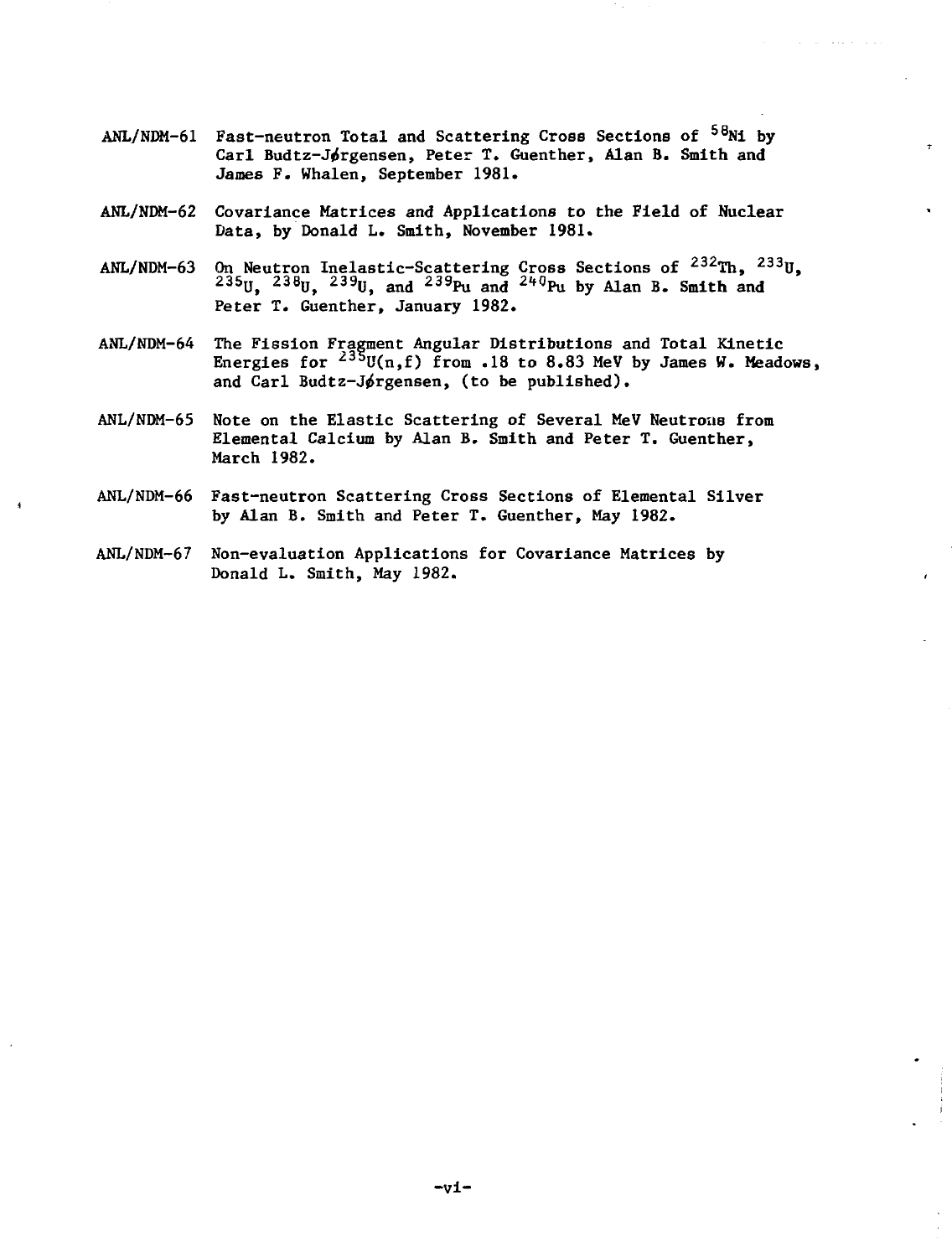ANL/NDM-61 Fast-neutron Total and Scattering Cross Sections of $^{58}$Ni by Carl Budtz-Jørgensen, Peter T. Guenther, Alan B. Smith and James F. Whalen, September 1981.

ANL/NDM-62 Covariance Matrices and Applications to the Field of Nuclear Data, by Donald L. Smith, November 1981.

ANL/NDM-63 On Neutron Inelastic-Scattering Cross Sections of $^{232}$Th, $^{233}$U, $^{235}$U, $^{238}$U, $^{239}$U, and $^{239}$Pu and $^{240}$Pu by Alan B. Smith and Peter T. Guenther, January 1982.

ANL/NDM-64 The Fission Fragment Angular Distributions and Total Kinetic Energies for $^{235}$U(n,f) from .18 to 8.83 MeV by James W. Meadows, and Carl Budtz-Jørgensen, (to be published).

ANL/NDM-65 Note on the Elastic Scattering of Several MeV Neutrons from Elemental Calcium by Alan B. Smith and Peter T. Guenther, March 1982.

ANL/NDM-66 Fast-neutron Scattering Cross Sections of Elemental Silver by Alan B. Smith and Peter T. Guenther, May 1982.

ANL/NDM-67 Non-evaluation Applications for Covariance Matrices by Donald L. Smith, May 1982.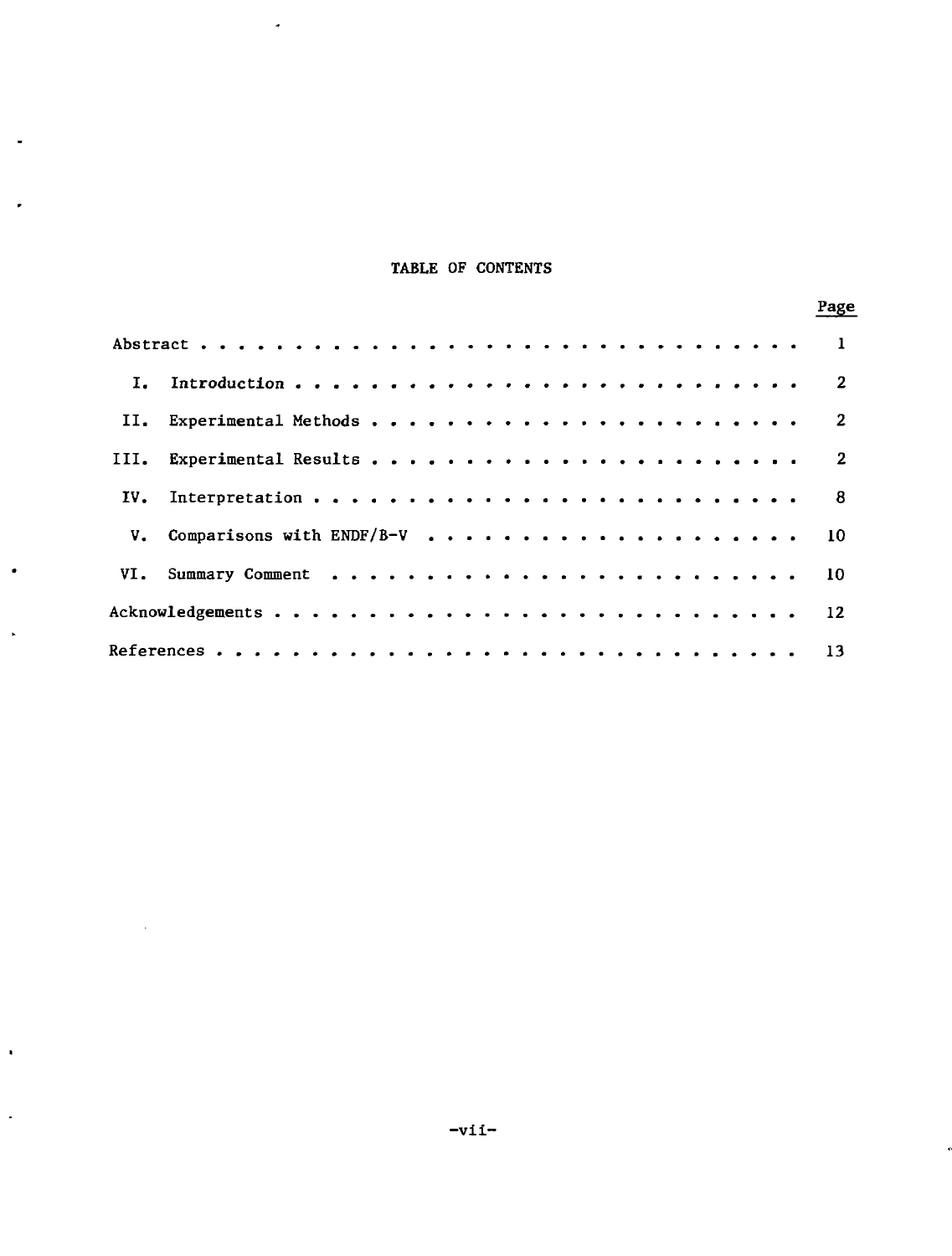# TABLE OF CONTENTS

| | | Page |
|---|---|---|
| Abstract | | 1 |
| I. | Introduction | 2 |
| II. | Experimental Methods | 2 |
| III. | Experimental Results | 2 |
| IV. | Interpretation | 8 |
| V. | Comparisons with ENDF/B-V | 10 |
| VI. | Summary Comment | 10 |
| Acknowledgements | | 12 |
| References | | 13 |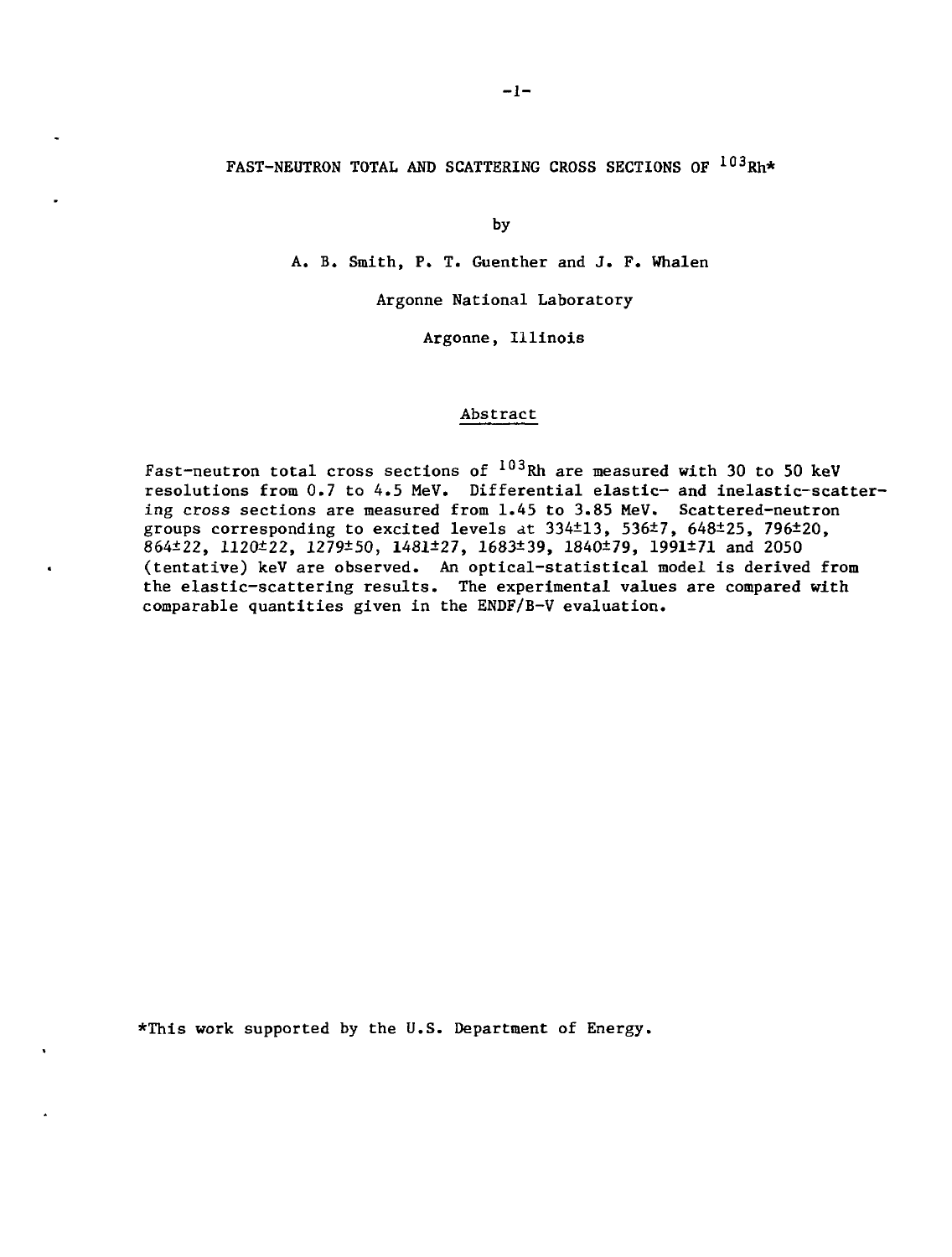# FAST-NEUTRON TOTAL AND SCATTERING CROSS SECTIONS OF $^{103}$Rh*

by

A. B. Smith, P. T. Guenther and J. F. Whalen

Argonne National Laboratory

Argonne, Illinois

## Abstract

Fast-neutron total cross sections of $^{103}$Rh are measured with 30 to 50 keV resolutions from 0.7 to 4.5 MeV. Differential elastic- and inelastic-scattering cross sections are measured from 1.45 to 3.85 MeV. Scattered-neutron groups corresponding to excited levels at 334±13, 536±7, 648±25, 796±20, 864±22, 1120±22, 1279±50, 1481±27, 1683±39, 1840±79, 1991±71 and 2050 (tentative) keV are observed. An optical-statistical model is derived from the elastic-scattering results. The experimental values are compared with comparable quantities given in the ENDF/B-V evaluation.

*This work supported by the U.S. Department of Energy.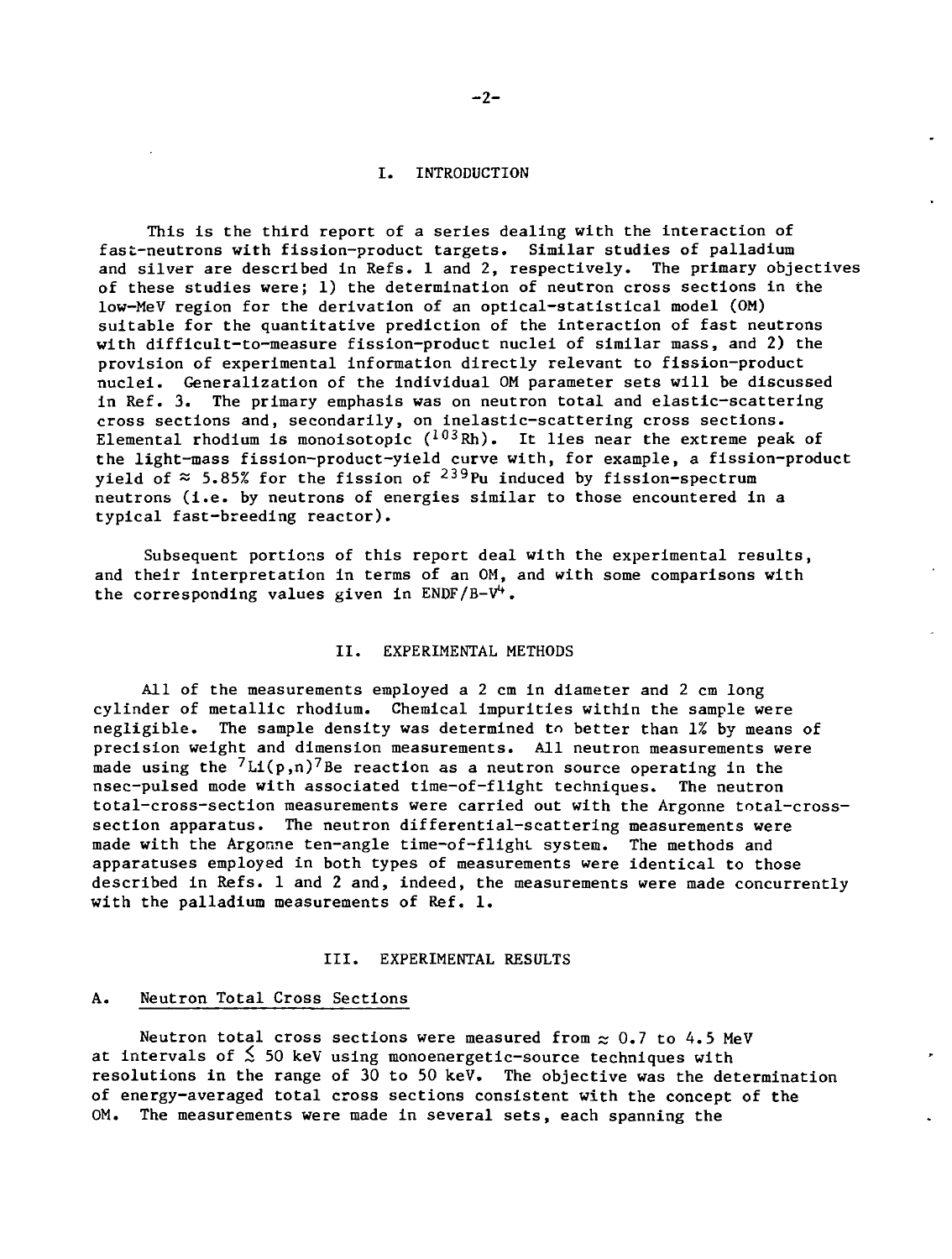## I. INTRODUCTION

This is the third report of a series dealing with the interaction of fast-neutrons with fission-product targets. Similar studies of palladium and silver are described in Refs. 1 and 2, respectively. The primary objectives of these studies were; 1) the determination of neutron cross sections in the low-MeV region for the derivation of an optical-statistical model (OM) suitable for the quantitative prediction of the interaction of fast neutrons with difficult-to-measure fission-product nuclei of similar mass, and 2) the provision of experimental information directly relevant to fission-product nuclei. Generalization of the individual OM parameter sets will be discussed in Ref. 3. The primary emphasis was on neutron total and elastic-scattering cross sections and, secondarily, on inelastic-scattering cross sections. Elemental rhodium is monoisotopic ($^{103}$Rh). It lies near the extreme peak of the light-mass fission-product-yield curve with, for example, a fission-product yield of ≈ 5.85% for the fission of $^{239}$Pu induced by fission-spectrum neutrons (i.e. by neutrons of energies similar to those encountered in a typical fast-breeding reactor).

Subsequent portions of this report deal with the experimental results, and their interpretation in terms of an OM, and with some comparisons with the corresponding values given in ENDF/B-V[4].

## II. EXPERIMENTAL METHODS

All of the measurements employed a 2 cm in diameter and 2 cm long cylinder of metallic rhodium. Chemical impurities within the sample were negligible. The sample density was determined to better than 1% by means of precision weight and dimension measurements. All neutron measurements were made using the $^{7}$Li(p,n)$^{7}$Be reaction as a neutron source operating in the nsec-pulsed mode with associated time-of-flight techniques. The neutron total-cross-section measurements were carried out with the Argonne total-cross-section apparatus. The neutron differential-scattering measurements were made with the Argonne ten-angle time-of-flight system. The methods and apparatuses employed in both types of measurements were identical to those described in Refs. 1 and 2 and, indeed, the measurements were made concurrently with the palladium measurements of Ref. 1.

## III. EXPERIMENTAL RESULTS

### A. Neutron Total Cross Sections

Neutron total cross sections were measured from ≈ 0.7 to 4.5 MeV at intervals of ≲ 50 keV using monoenergetic-source techniques with resolutions in the range of 30 to 50 keV. The objective was the determination of energy-averaged total cross sections consistent with the concept of the OM. The measurements were made in several sets, each spanning the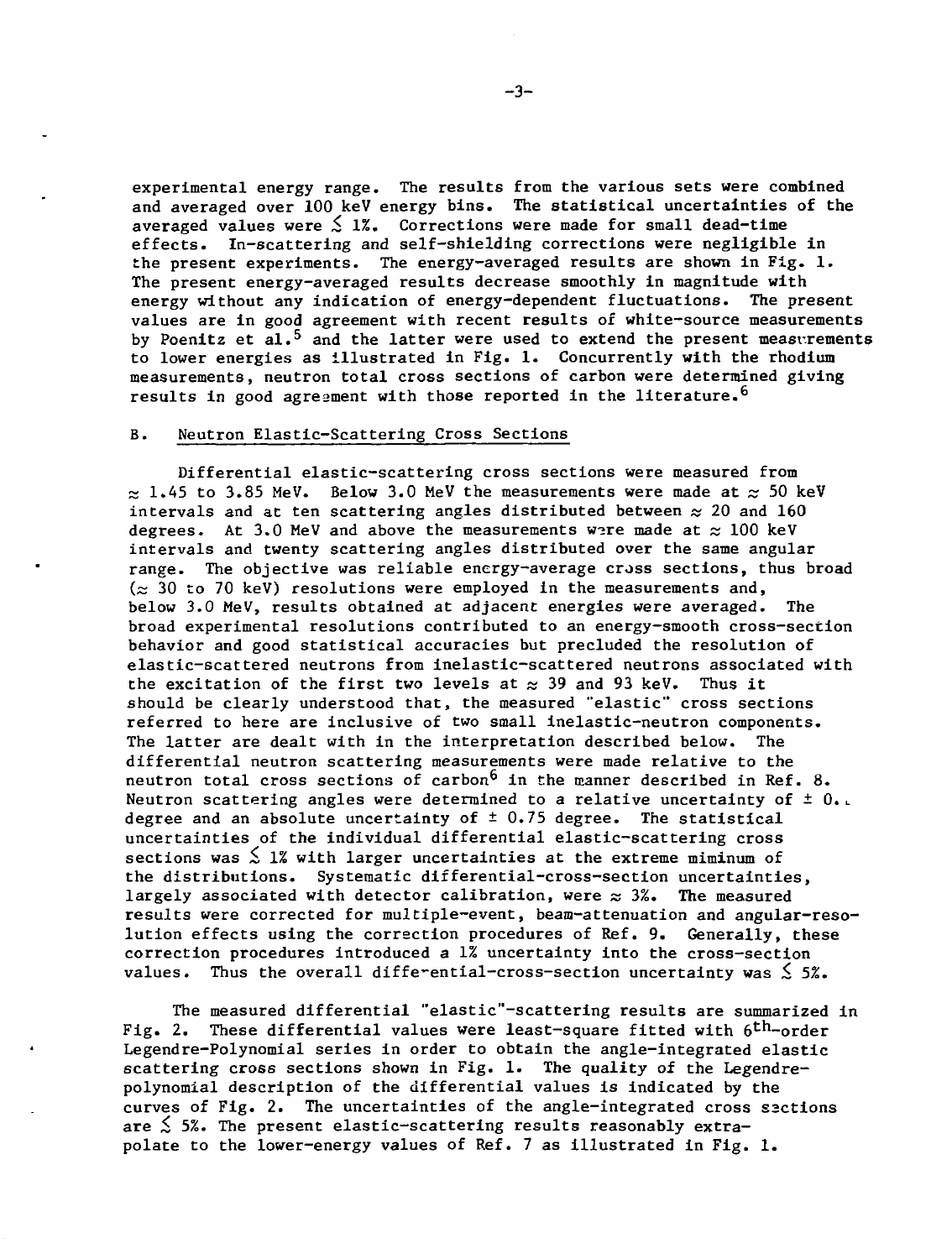experimental energy range. The results from the various sets were combined and averaged over 100 keV energy bins. The statistical uncertainties of the averaged values were $\lesssim$ 1%. Corrections were made for small dead-time effects. In-scattering and self-shielding corrections were negligible in the present experiments. The energy-averaged results are shown in Fig. 1. The present energy-averaged results decrease smoothly in magnitude with energy without any indication of energy-dependent fluctuations. The present values are in good agreement with recent results of white-source measurements by Poenitz et al.[5] and the latter were used to extend the present measurements to lower energies as illustrated in Fig. 1. Concurrently with the rhodium measurements, neutron total cross sections of carbon were determined giving results in good agreement with those reported in the literature.[6]

## B. Neutron Elastic-Scattering Cross Sections

Differential elastic-scattering cross sections were measured from $\approx$ 1.45 to 3.85 MeV. Below 3.0 MeV the measurements were made at $\approx$ 50 keV intervals and at ten scattering angles distributed between $\approx$ 20 and 160 degrees. At 3.0 MeV and above the measurements were made at $\approx$ 100 keV intervals and twenty scattering angles distributed over the same angular range. The objective was reliable energy-average cross sections, thus broad ($\approx$ 30 to 70 keV) resolutions were employed in the measurements and, below 3.0 MeV, results obtained at adjacent energies were averaged. The broad experimental resolutions contributed to an energy-smooth cross-section behavior and good statistical accuracies but precluded the resolution of elastic-scattered neutrons from inelastic-scattered neutrons associated with the excitation of the first two levels at $\approx$ 39 and 93 keV. Thus it should be clearly understood that, the measured "elastic" cross sections referred to here are inclusive of two small inelastic-neutron components. The latter are dealt with in the interpretation described below. The differential neutron scattering measurements were made relative to the neutron total cross sections of carbon[6] in the manner described in Ref. 8. Neutron scattering angles were determined to a relative uncertainty of ± 0.1 degree and an absolute uncertainty of ± 0.75 degree. The statistical uncertainties of the individual differential elastic-scattering cross sections was $\lesssim$ 1% with larger uncertainties at the extreme miminum of the distributions. Systematic differential-cross-section uncertainties, largely associated with detector calibration, were $\approx$ 3%. The measured results were corrected for multiple-event, beam-attenuation and angular-resolution effects using the correction procedures of Ref. 9. Generally, these correction procedures introduced a 1% uncertainty into the cross-section values. Thus the overall differential-cross-section uncertainty was $\lesssim$ 5%.

The measured differential "elastic"-scattering results are summarized in Fig. 2. These differential values were least-square fitted with 6$^{th}$-order Legendre-Polynomial series in order to obtain the angle-integrated elastic scattering cross sections shown in Fig. 1. The quality of the Legendre-polynomial description of the differential values is indicated by the curves of Fig. 2. The uncertainties of the angle-integrated cross sections are $\lesssim$ 5%. The present elastic-scattering results reasonably extrapolate to the lower-energy values of Ref. 7 as illustrated in Fig. 1.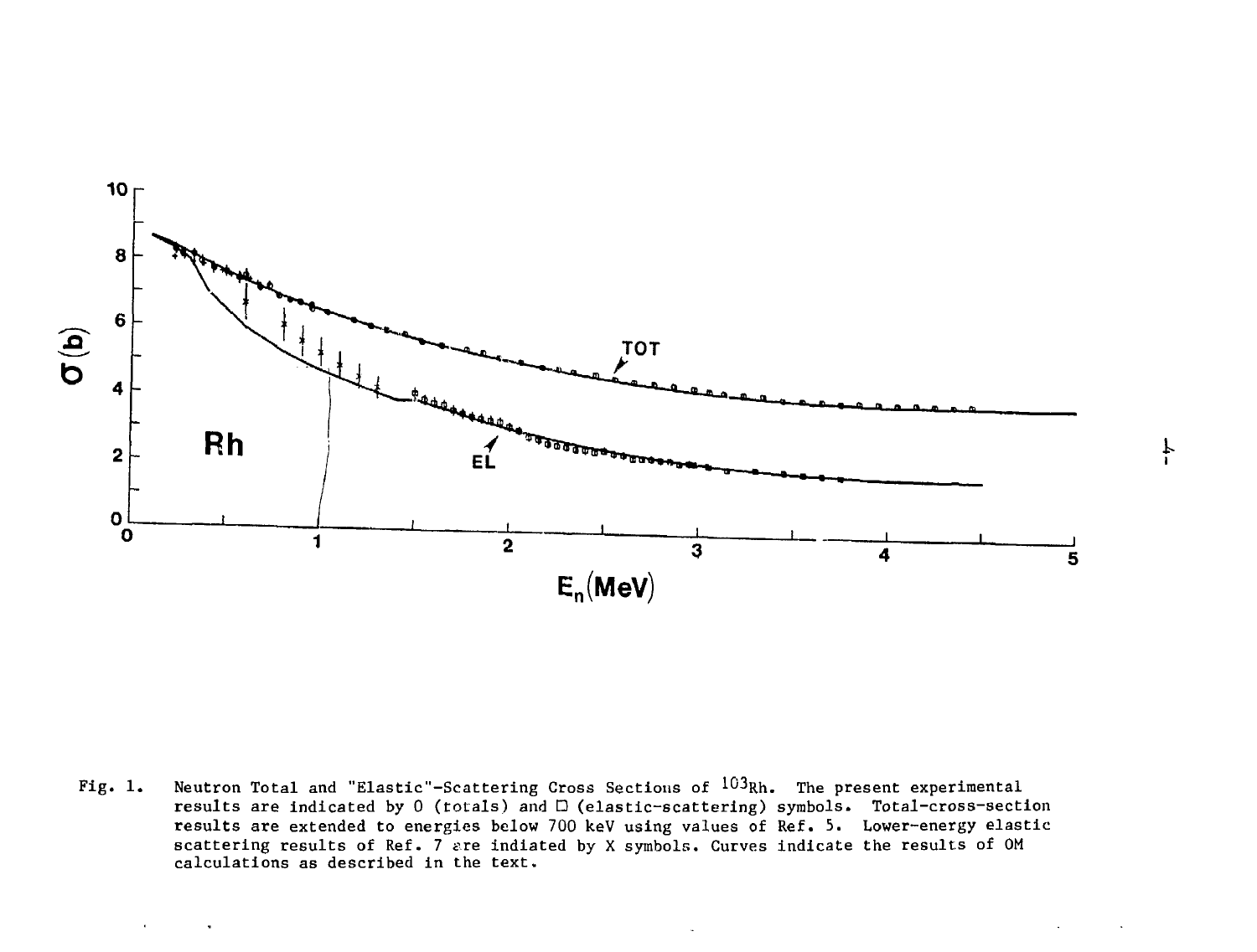10

8

6

4

2

0

σ(b)

Rh

TOT

EL

0

1

2

3

4

5

$E_n$(MeV)

Fig. 1. Neutron Total and "Elastic"-Scattering Cross Sections of $^{103}$Rh. The present experimental results are indicated by 0 (totals) and □ (elastic-scattering) symbols. Total-cross-section results are extended to energies below 700 keV using values of Ref. 5. Lower-energy elastic scattering results of Ref. 7 are indiated by X symbols. Curves indicate the results of OM calculations as described in the text.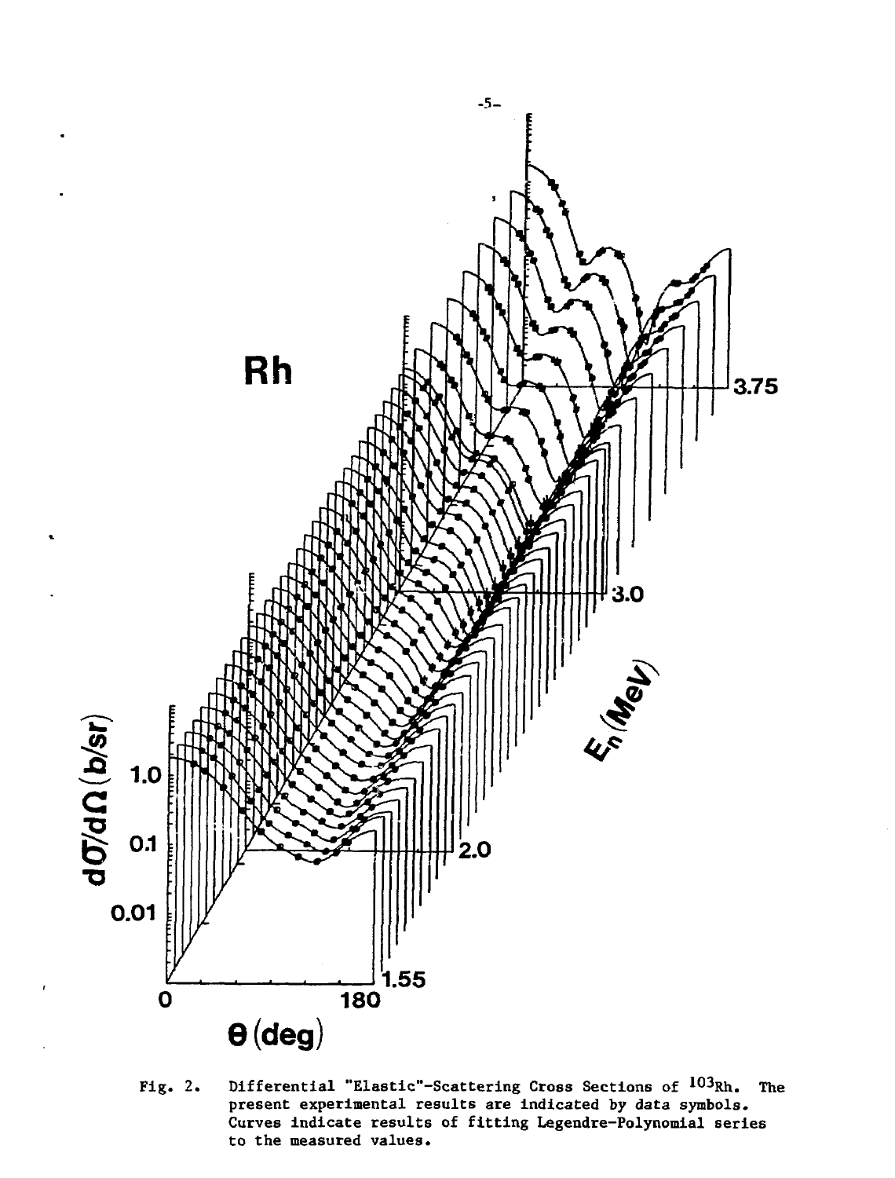Rh

$d\sigma/d\Omega$ (b/sr)

1.0

0.1

0.01

0

180

$\theta$ (deg)

1.55

2.0

3.0

3.75

$E_n$ (MeV)

Fig. 2. Differential "Elastic"-Scattering Cross Sections of $^{103}Rh$. The present experimental results are indicated by data symbols. Curves indicate results of fitting Legendre-Polynomial series to the measured values.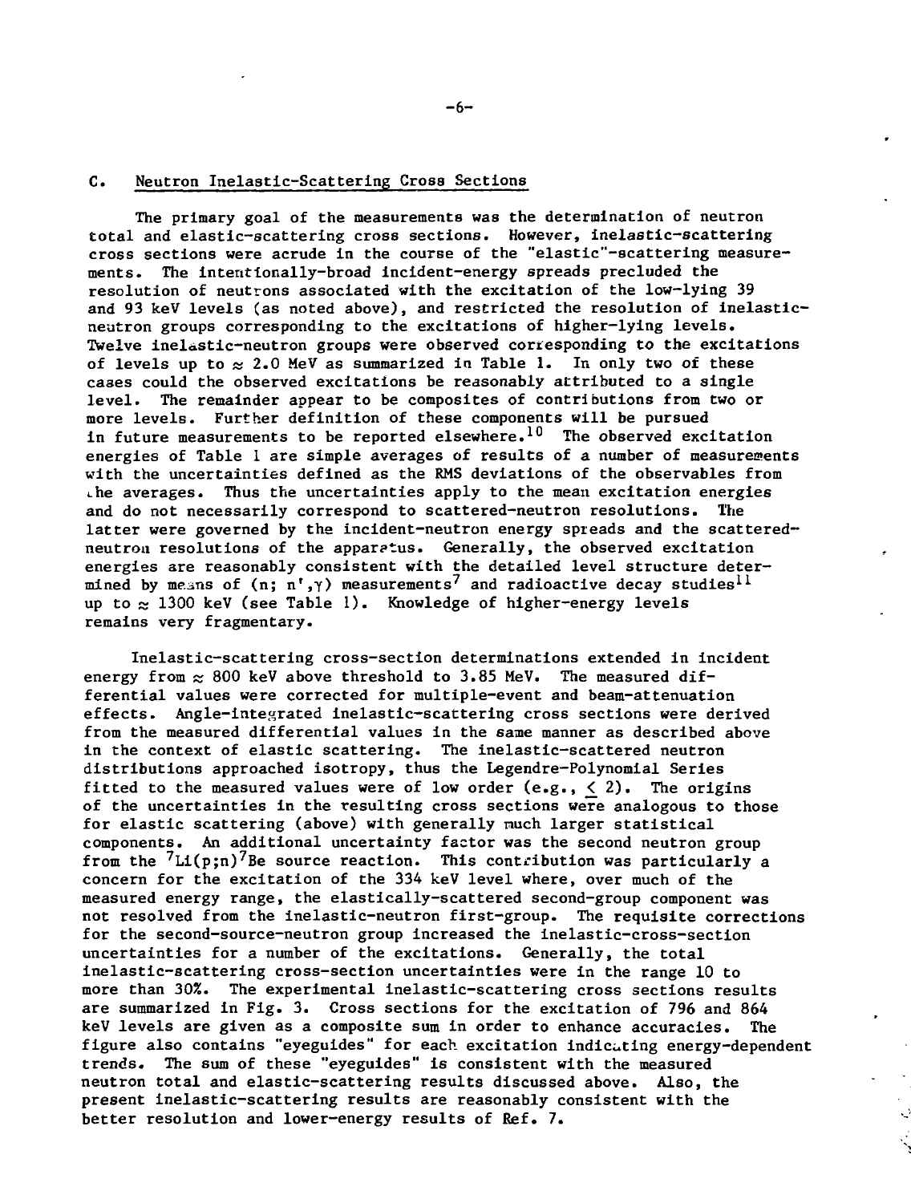### C. Neutron Inelastic-Scattering Cross Sections

The primary goal of the measurements was the determination of neutron total and elastic-scattering cross sections. However, inelastic-scattering cross sections were acrude in the course of the "elastic"-scattering measurements. The intentionally-broad incident-energy spreads precluded the resolution of neutrons associated with the excitation of the low-lying 39 and 93 keV levels (as noted above), and restricted the resolution of inelastic-neutron groups corresponding to the excitations of higher-lying levels. Twelve inelastic-neutron groups were observed corresponding to the excitations of levels up to $\approx$ 2.0 MeV as summarized in Table 1. In only two of these cases could the observed excitations be reasonably attributed to a single level. The remainder appear to be composites of contributions from two or more levels. Further definition of these components will be pursued in future measurements to be reported elsewhere.[10] The observed excitation energies of Table 1 are simple averages of results of a number of measurements with the uncertainties defined as the RMS deviations of the observables from the averages. Thus the uncertainties apply to the mean excitation energies and do not necessarily correspond to scattered-neutron resolutions. The latter were governed by the incident-neutron energy spreads and the scattered-neutron resolutions of the apparatus. Generally, the observed excitation energies are reasonably consistent with the detailed level structure determined by means of (n; n',$\gamma$) measurements[7] and radioactive decay studies[11] up to $\approx$ 1300 keV (see Table 1). Knowledge of higher-energy levels remains very fragmentary.

Inelastic-scattering cross-section determinations extended in incident energy from $\approx$ 800 keV above threshold to 3.85 MeV. The measured differential values were corrected for multiple-event and beam-attenuation effects. Angle-integrated inelastic-scattering cross sections were derived from the measured differential values in the same manner as described above in the context of elastic scattering. The inelastic-scattered neutron distributions approached isotropy, thus the Legendre-Polynomial Series fitted to the measured values were of low order (e.g., $\leq$ 2). The origins of the uncertainties in the resulting cross sections were analogous to those for elastic scattering (above) with generally much larger statistical components. An additional uncertainty factor was the second neutron group from the $^{7}Li(p;n)^{7}Be$ source reaction. This contribution was particularly a concern for the excitation of the 334 keV level where, over much of the measured energy range, the elastically-scattered second-group component was not resolved from the inelastic-neutron first-group. The requisite corrections for the second-source-neutron group increased the inelastic-cross-section uncertainties for a number of the excitations. Generally, the total inelastic-scattering cross-section uncertainties were in the range 10 to more than 30%. The experimental inelastic-scattering cross sections results are summarized in Fig. 3. Cross sections for the excitation of 796 and 864 keV levels are given as a composite sum in order to enhance accuracies. The figure also contains "eyeguides" for each excitation indicating energy-dependent trends. The sum of these "eyeguides" is consistent with the measured neutron total and elastic-scattering results discussed above. Also, the present inelastic-scattering results are reasonably consistent with the better resolution and lower-energy results of Ref. 7.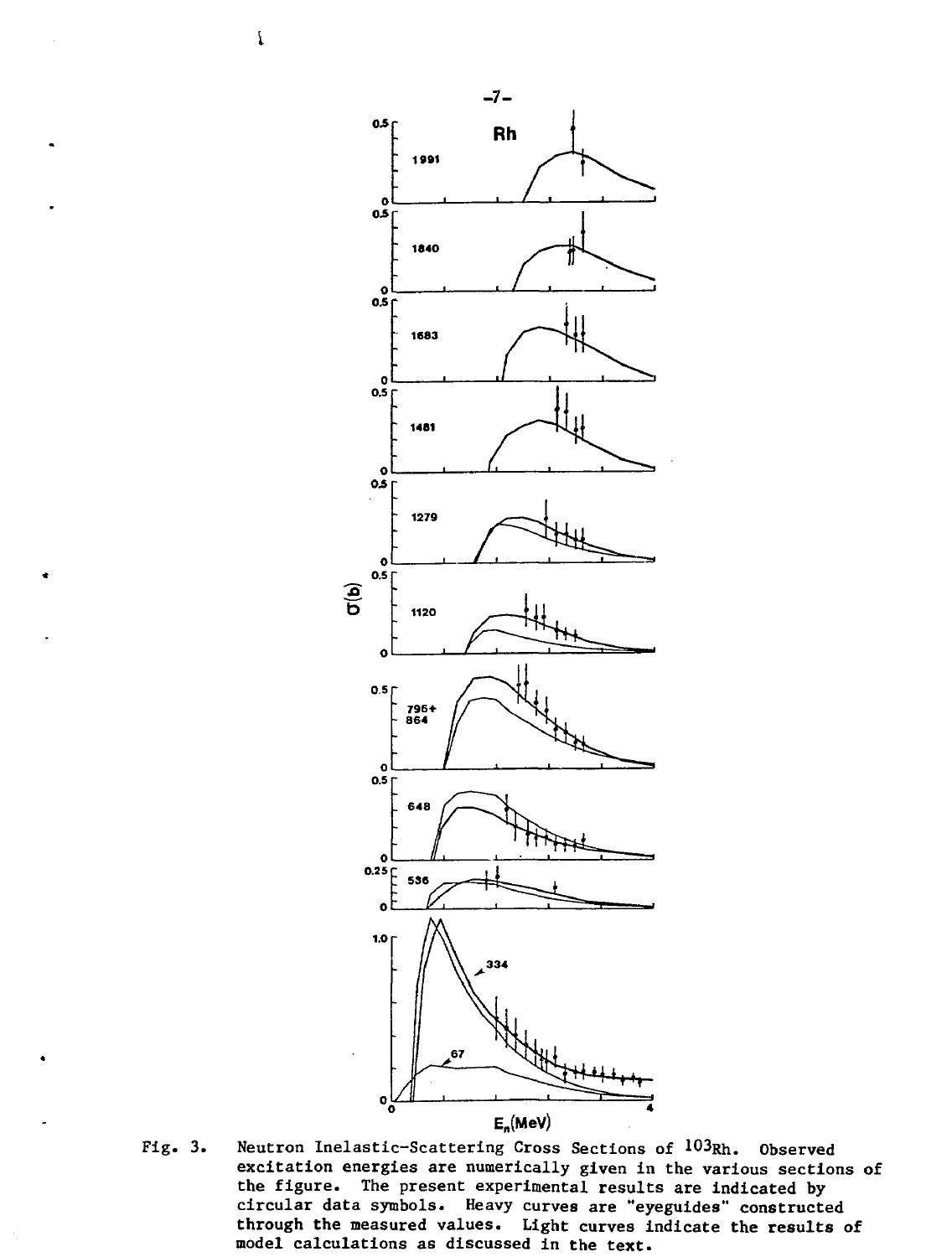Fig. 3. Neutron Inelastic-Scattering Cross Sections of $^{103}$Rh. Observed excitation energies are numerically given in the various sections of the figure. The present experimental results are indicated by circular data symbols. Heavy curves are "eyeguides" constructed through the measured values. Light curves indicate the results of model calculations as discussed in the text.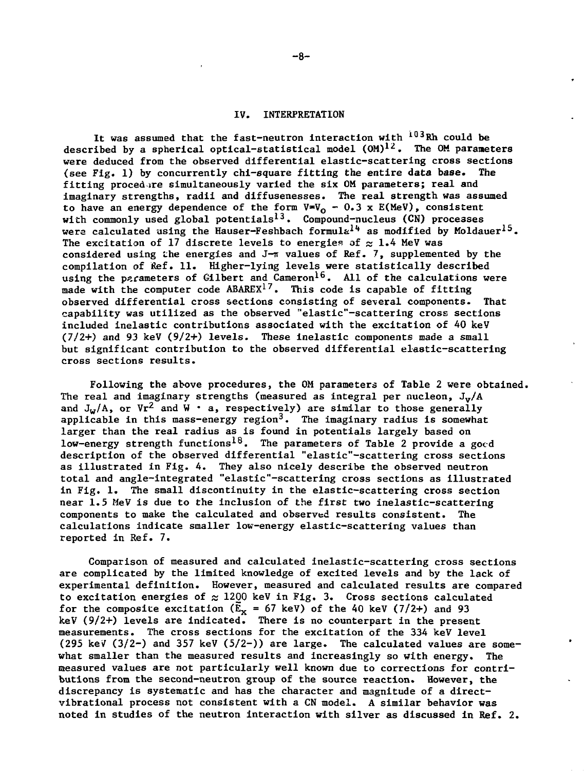## IV. INTERPRETATION

It was assumed that the fast-neutron interaction with $^{103}$Rh could be described by a spherical optical-statistical model (OM)[12]. The OM parameters were deduced from the observed differential elastic-scattering cross sections (see Fig. 1) by concurrently chi-square fitting the entire data base. The fitting procedure simultaneously varied the six OM parameters; real and imaginary strengths, radii and diffusenesses. The real strength was assumed to have an energy dependence of the form $V = V_0 - 0.3 \times E(\mathrm{MeV})$, consistent with commonly used global potentials[13]. Compound-nucleus (CN) processes were calculated using the Hauser-Feshbach formula[14] as modified by Moldauer[15]. The excitation of 17 discrete levels to energies of $\approx$ 1.4 MeV was considered using the energies and J-$\pi$ values of Ref. 7, supplemented by the compilation of Ref. 11. Higher-lying levels were statistically described using the parameters of Gilbert and Cameron[16]. All of the calculations were made with the computer code ABAREX[17]. This code is capable of fitting observed differential cross sections consisting of several components. That capability was utilized as the observed "elastic"-scattering cross sections included inelastic contributions associated with the excitation of 40 keV (7/2+) and 93 keV (9/2+) levels. These inelastic components made a small but significant contribution to the observed differential elastic-scattering cross sections results.

Following the above procedures, the OM parameters of Table 2 were obtained. The real and imaginary strengths (measured as integral per nucleon, $J_V/A$ and $J_W/A$, or $Vr^2$ and $W \cdot a$, respectively) are similar to those generally applicable in this mass-energy region[3]. The imaginary radius is somewhat larger than the real radius as is found in potentials largely based on low-energy strength functions[18]. The parameters of Table 2 provide a good description of the observed differential "elastic"-scattering cross sections as illustrated in Fig. 4. They also nicely describe the observed neutron total and angle-integrated "elastic"-scattering cross sections as illustrated in Fig. 1. The small discontinuity in the elastic-scattering cross section near 1.5 MeV is due to the inclusion of the first two inelastic-scattering components to make the calculated and observed results consistent. The calculations indicate smaller low-energy elastic-scattering values than reported in Ref. 7.

Comparison of measured and calculated inelastic-scattering cross sections are complicated by the limited knowledge of excited levels and by the lack of experimental definition. However, measured and calculated results are compared to excitation energies of $\approx$ 1200 keV in Fig. 3. Cross sections calculated for the composite excitation ($\bar{E}_x$ = 67 keV) of the 40 keV (7/2+) and 93 keV (9/2+) levels are indicated. There is no counterpart in the present measurements. The cross sections for the excitation of the 334 keV level (295 keV (3/2-) and 357 keV (5/2-)) are large. The calculated values are somewhat smaller than the measured results and increasingly so with energy. The measured values are not particularly well known due to corrections for contributions from the second-neutron group of the source reaction. However, the discrepancy is systematic and has the character and magnitude of a direct-vibrational process not consistent with a CN model. A similar behavior was noted in studies of the neutron interaction with silver as discussed in Ref. 2.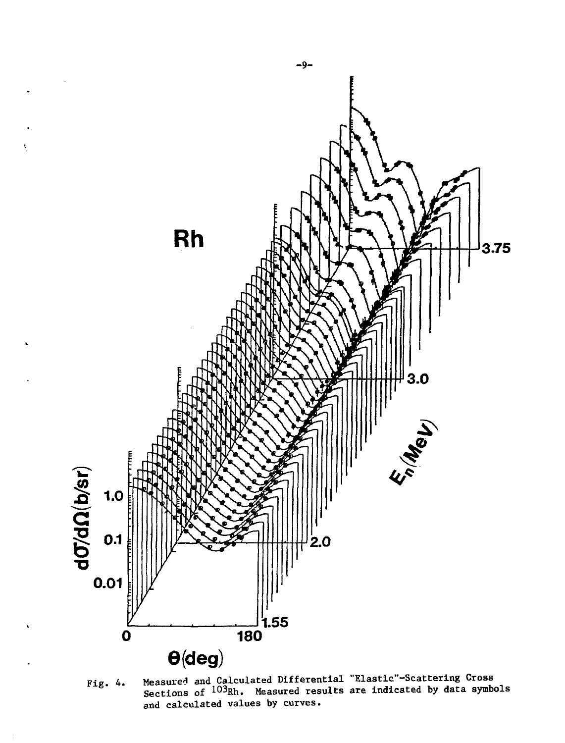Rh

$d\sigma/d\Omega$(b/sr)

1.0

0.1

0.01

0

180

$\theta$(deg)

1.55

2.0

3.0

3.75

$E_n$(MeV)

Fig. 4. Measured and Calculated Differential "Elastic"-Scattering Cross Sections of $^{103}$Rh. Measured results are indicated by data symbols and calculated values by curves.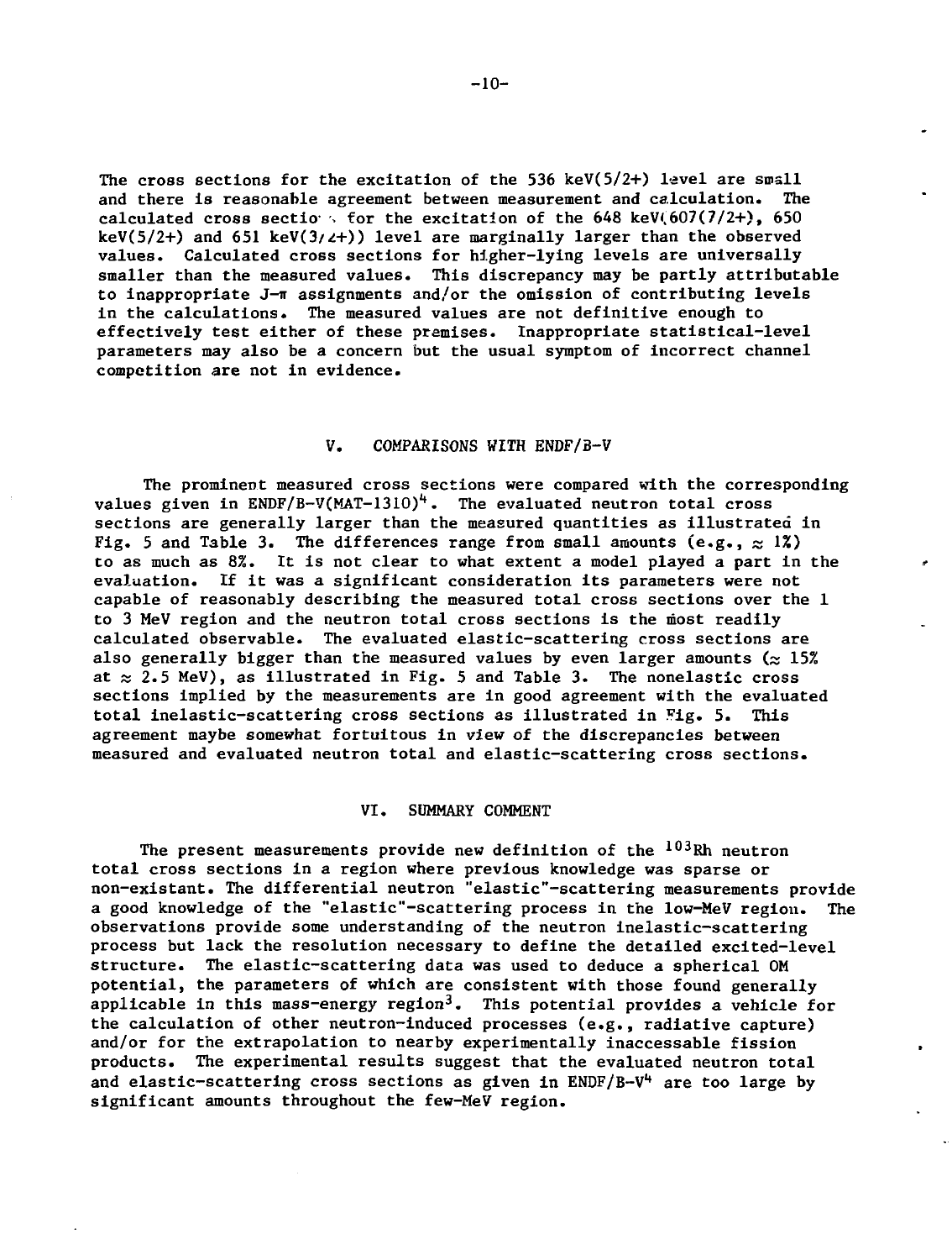The cross sections for the excitation of the 536 keV(5/2+) level are small and there is reasonable agreement between measurement and calculation. The calculated cross sections for the excitation of the 648 keV(607(7/2+), 650 keV(5/2+) and 651 keV(3/2+)) level are marginally larger than the observed values. Calculated cross sections for higher-lying levels are universally smaller than the measured values. This discrepancy may be partly attributable to inappropriate J-π assignments and/or the omission of contributing levels in the calculations. The measured values are not definitive enough to effectively test either of these premises. Inappropriate statistical-level parameters may also be a concern but the usual symptom of incorrect channel competition are not in evidence.

## V. COMPARISONS WITH ENDF/B-V

The prominent measured cross sections were compared with the corresponding values given in ENDF/B-V(MAT-1310)[4]. The evaluated neutron total cross sections are generally larger than the measured quantities as illustrated in Fig. 5 and Table 3. The differences range from small amounts (e.g., $\approx$ 1%) to as much as 8%. It is not clear to what extent a model played a part in the evaluation. If it was a significant consideration its parameters were not capable of reasonably describing the measured total cross sections over the 1 to 3 MeV region and the neutron total cross sections is the most readily calculated observable. The evaluated elastic-scattering cross sections are also generally bigger than the measured values by even larger amounts ($\approx$ 15% at $\approx$ 2.5 MeV), as illustrated in Fig. 5 and Table 3. The nonelastic cross sections implied by the measurements are in good agreement with the evaluated total inelastic-scattering cross sections as illustrated in Fig. 5. This agreement maybe somewhat fortuitous in view of the discrepancies between measured and evaluated neutron total and elastic-scattering cross sections.

## VI. SUMMARY COMMENT

The present measurements provide new definition of the $^{103}$Rh neutron total cross sections in a region where previous knowledge was sparse or non-existant. The differential neutron "elastic"-scattering measurements provide a good knowledge of the "elastic"-scattering process in the low-MeV region. The observations provide some understanding of the neutron inelastic-scattering process but lack the resolution necessary to define the detailed excited-level structure. The elastic-scattering data was used to deduce a spherical OM potential, the parameters of which are consistent with those found generally applicable in this mass-energy region[3]. This potential provides a vehicle for the calculation of other neutron-induced processes (e.g., radiative capture) and/or for the extrapolation to nearby experimentally inaccessable fission products. The experimental results suggest that the evaluated neutron total and elastic-scattering cross sections as given in ENDF/B-V[4] are too large by significant amounts throughout the few-MeV region.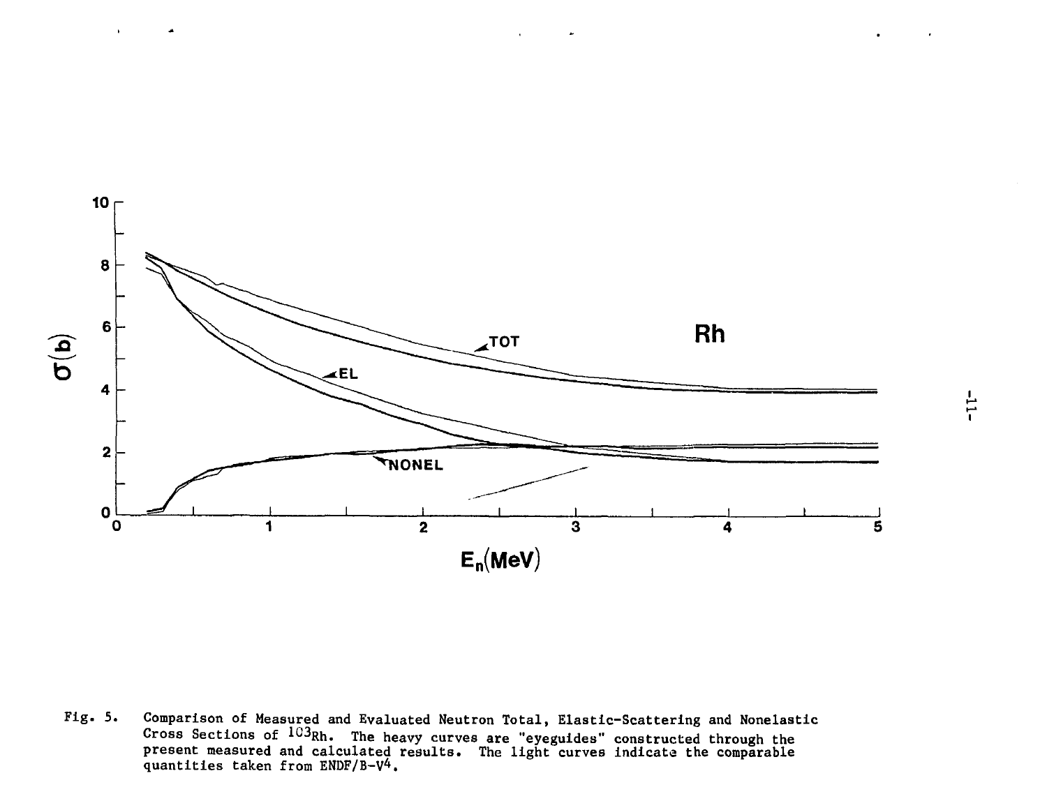10

8

6

4

2

0

$\sigma(b)$

0 1 2 3 4 5

$E_n(MeV)$

TOT

EL

NONEL

Rh

Fig. 5. Comparison of Measured and Evaluated Neutron Total, Elastic-Scattering and Nonelastic Cross Sections of $^{103}$Rh. The heavy curves are "eyeguides" constructed through the present measured and calculated results. The light curves indicate the comparable quantities taken from ENDF/B-V[4].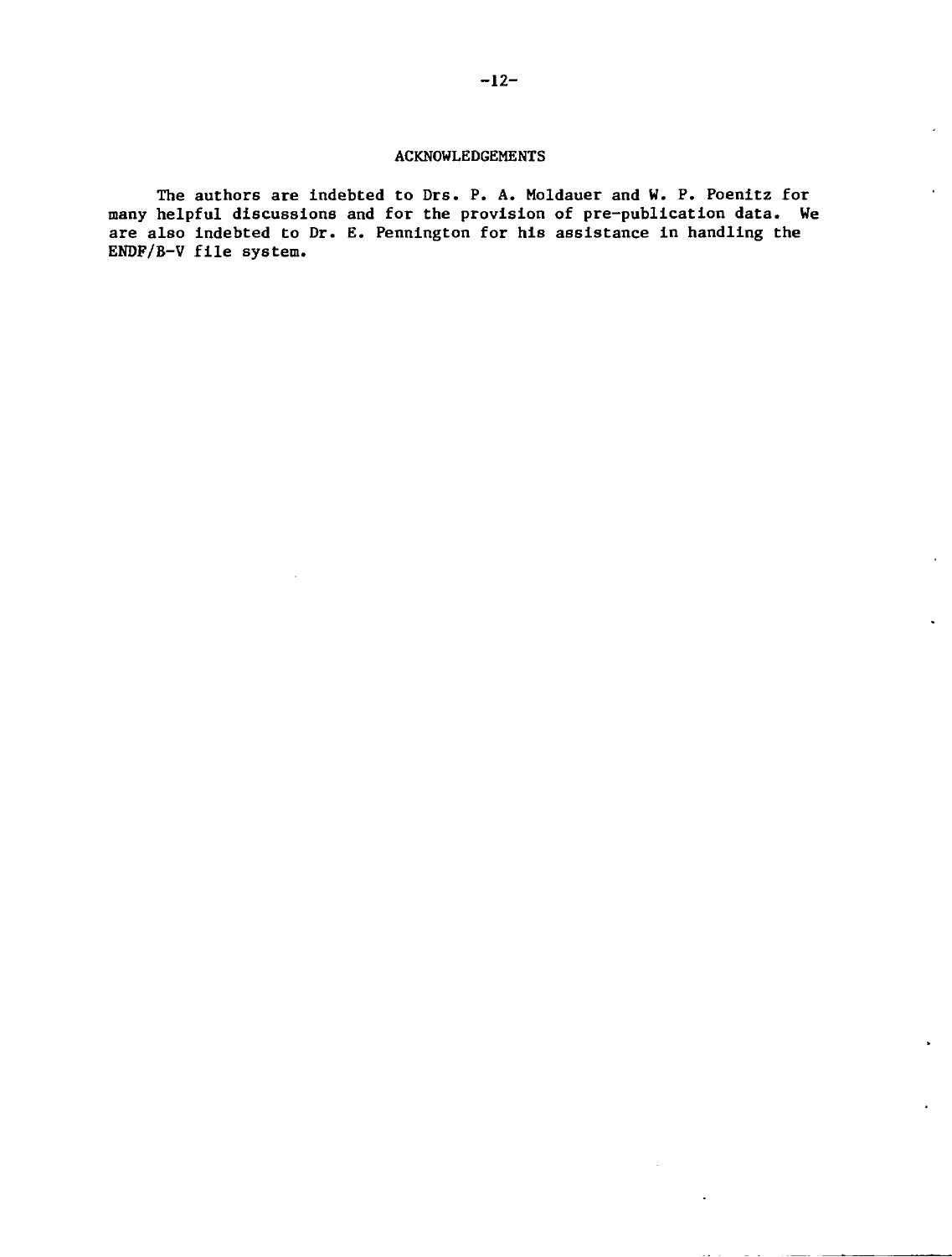## ACKNOWLEDGEMENTS

The authors are indebted to Drs. P. A. Moldauer and W. P. Poenitz for many helpful discussions and for the provision of pre-publication data. We are also indebted to Dr. E. Pennington for his assistance in handling the ENDF/B-V file system.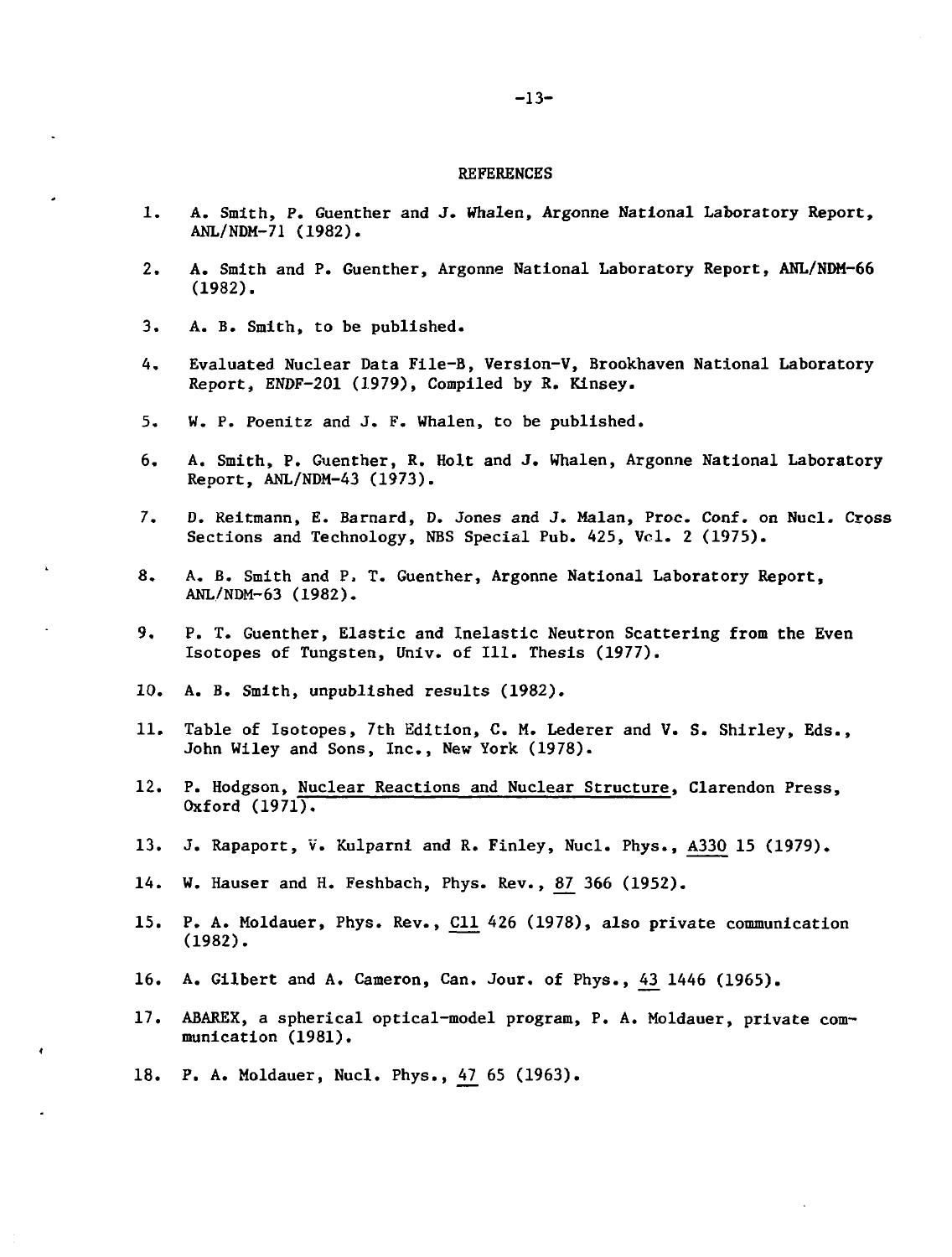# REFERENCES

1. A. Smith, P. Guenther and J. Whalen, Argonne National Laboratory Report, ANL/NDM-71 (1982).

2. A. Smith and P. Guenther, Argonne National Laboratory Report, ANL/NDM-66 (1982).

3. A. B. Smith, to be published.

4. Evaluated Nuclear Data File-B, Version-V, Brookhaven National Laboratory Report, ENDF-201 (1979), Compiled by R. Kinsey.

5. W. P. Poenitz and J. F. Whalen, to be published.

6. A. Smith, P. Guenther, R. Holt and J. Whalen, Argonne National Laboratory Report, ANL/NDM-43 (1973).

7. D. Reitmann, E. Barnard, D. Jones and J. Malan, Proc. Conf. on Nucl. Cross Sections and Technology, NBS Special Pub. 425, Vol. 2 (1975).

8. A. B. Smith and P. T. Guenther, Argonne National Laboratory Report, ANL/NDM-63 (1982).

9. P. T. Guenther, Elastic and Inelastic Neutron Scattering from the Even Isotopes of Tungsten, Univ. of Ill. Thesis (1977).

10. A. B. Smith, unpublished results (1982).

11. Table of Isotopes, 7th Edition, C. M. Lederer and V. S. Shirley, Eds., John Wiley and Sons, Inc., New York (1978).

12. P. Hodgson, Nuclear Reactions and Nuclear Structure, Clarendon Press, Oxford (1971).

13. J. Rapaport, V. Kulparni and R. Finley, Nucl. Phys., A330 15 (1979).

14. W. Hauser and H. Feshbach, Phys. Rev., 87 366 (1952).

15. P. A. Moldauer, Phys. Rev., C11 426 (1978), also private communication (1982).

16. A. Gilbert and A. Cameron, Can. Jour. of Phys., 43 1446 (1965).

17. ABAREX, a spherical optical-model program, P. A. Moldauer, private communication (1981).

18. P. A. Moldauer, Nucl. Phys., 47 65 (1963).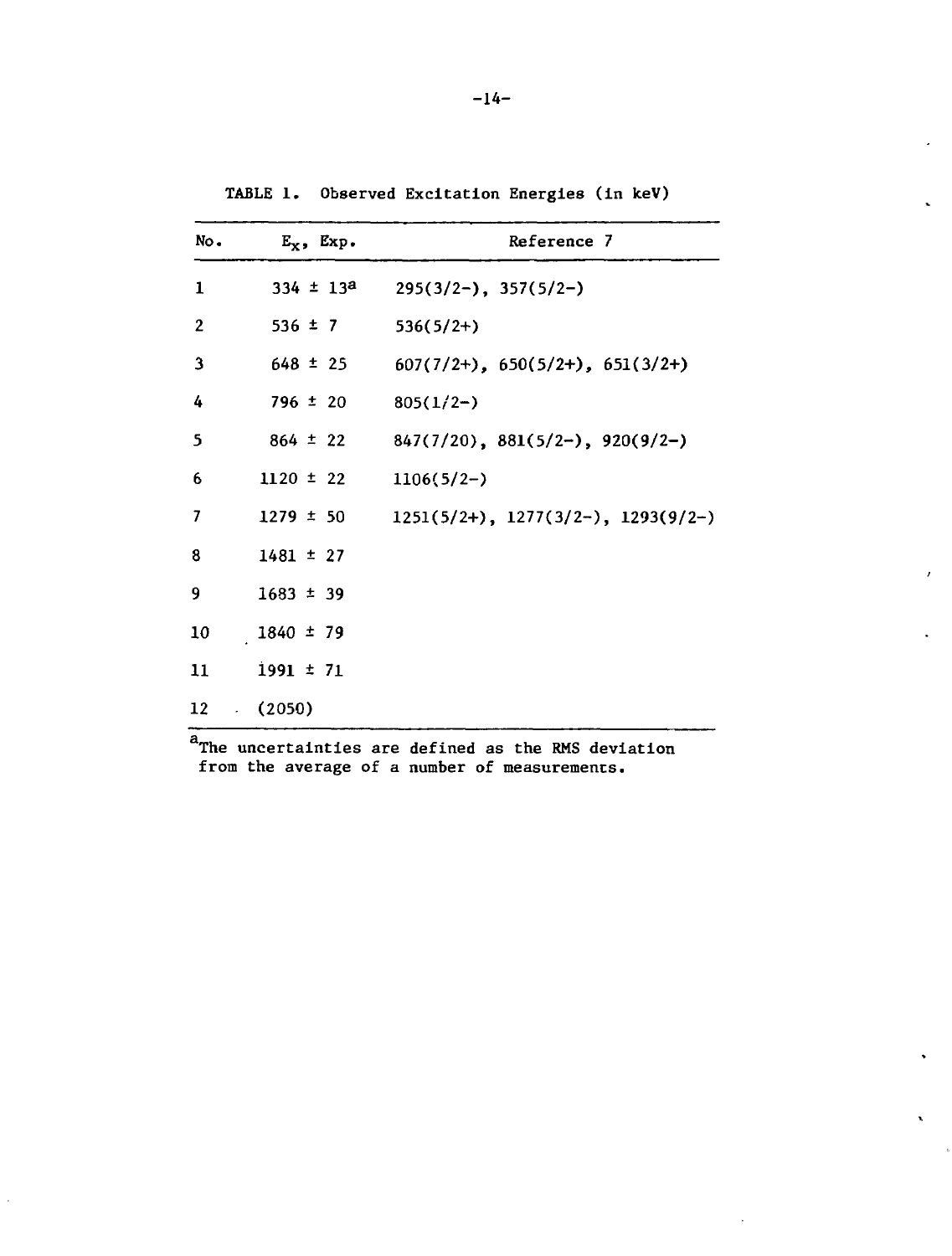TABLE 1. Observed Excitation Energies (in keV)

| No. | $E_x$, Exp. | Reference 7 |
|---|---|---|
| 1 | 334 ± 13[a] | 295(3/2−), 357(5/2−) |
| 2 | 536 ± 7 | 536(5/2+) |
| 3 | 648 ± 25 | 607(7/2+), 650(5/2+), 651(3/2+) |
| 4 | 796 ± 20 | 805(1/2−) |
| 5 | 864 ± 22 | 847(7/20), 881(5/2−), 920(9/2−) |
| 6 | 1120 ± 22 | 1106(5/2−) |
| 7 | 1279 ± 50 | 1251(5/2+), 1277(3/2−), 1293(9/2−) |
| 8 | 1481 ± 27 | |
| 9 | 1683 ± 39 | |
| 10 | 1840 ± 79 | |
| 11 | 1991 ± 71 | |
| 12 | (2050) | |

[a]The uncertainties are defined as the RMS deviation from the average of a number of measurements.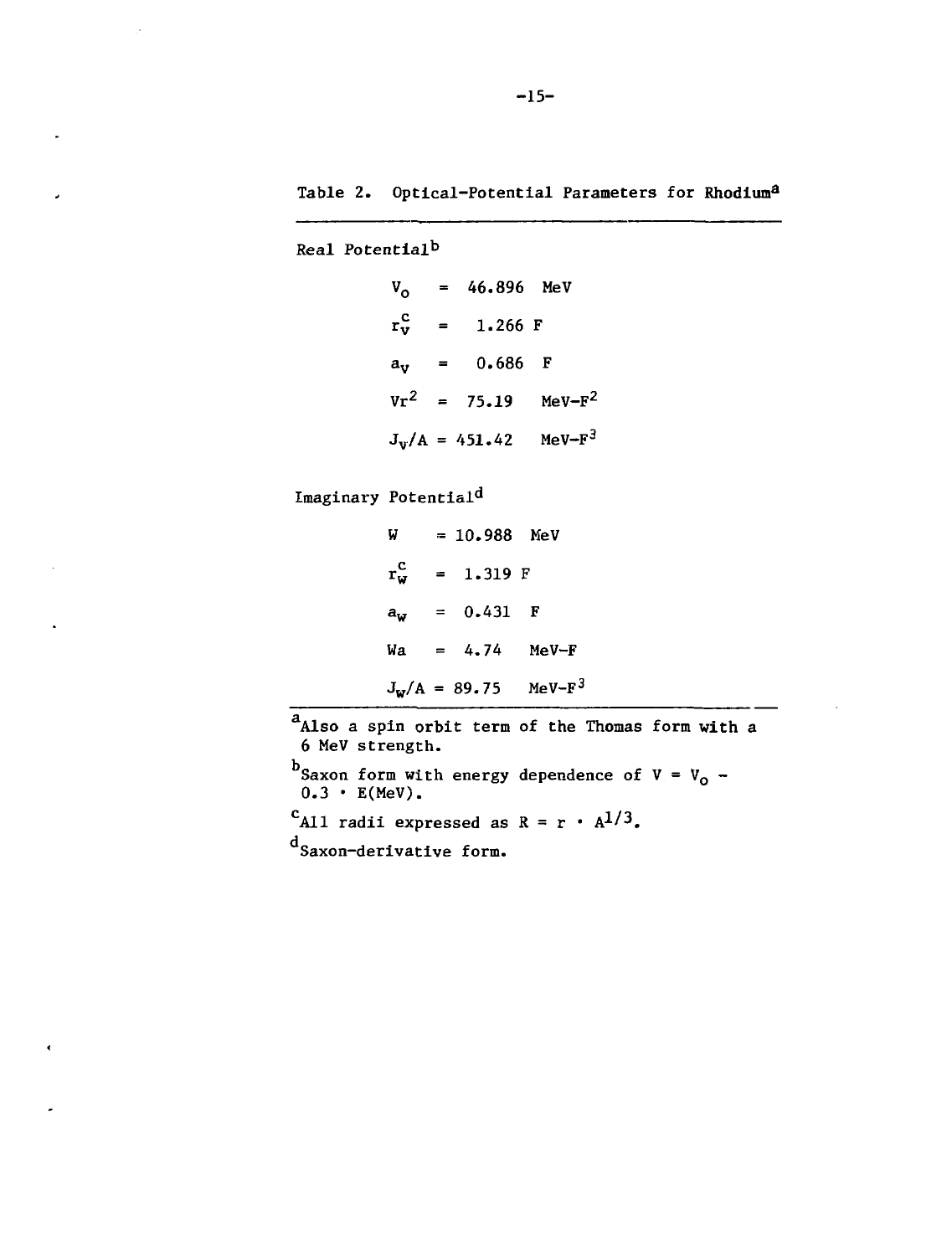Table 2. Optical-Potential Parameters for Rhodium[a]

| Parameter | | Value | Units |
|---|---|---|---|
| **Real Potential[b]** | | | |
| $V_o$ | = | 46.896 | MeV |
| $r_v^c$ | = | 1.266 | F |
| $a_v$ | = | 0.686 | F |
| $Vr^2$ | = | 75.19 | MeV-$F^2$ |
| $J_v/A$ | = | 451.42 | MeV-$F^3$ |
| **Imaginary Potential[d]** | | | |
| $W$ | = | 10.988 | MeV |
| $r_w^c$ | = | 1.319 | F |
| $a_w$ | = | 0.431 | F |
| $Wa$ | = | 4.74 | MeV-F |
| $J_w/A$ | = | 89.75 | MeV-$F^3$ |

[a] Also a spin orbit term of the Thomas form with a 6 MeV strength.

[b] Saxon form with energy dependence of $V = V_o - 0.3 \cdot E(\text{MeV})$.

[c] All radii expressed as $R = r \cdot A^{1/3}$.

[d] Saxon-derivative form.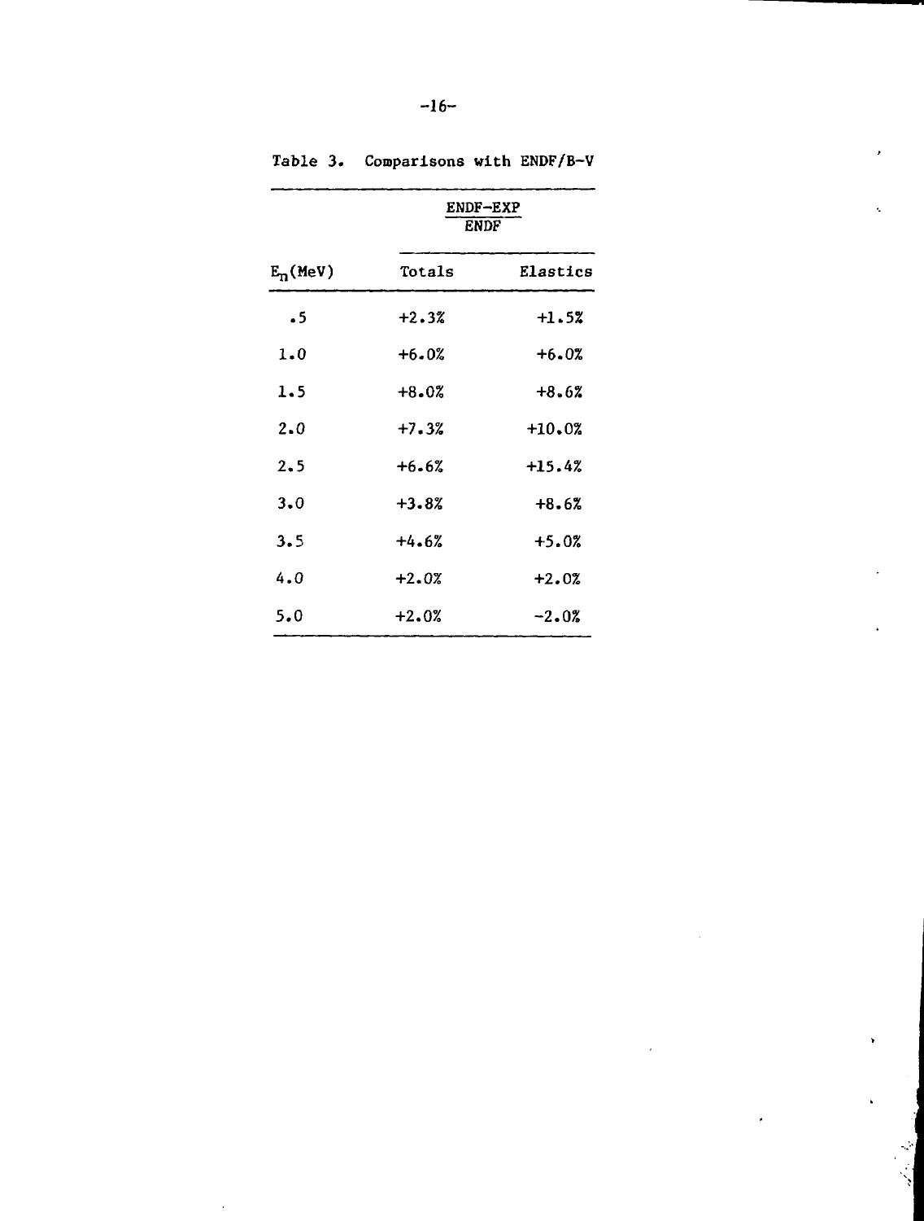Table 3. Comparisons with ENDF/B-V

| | $\frac{\text{ENDF-EXP}}{\text{ENDF}}$ | |
|---|---|---|
| $E_n$(MeV) | Totals | Elastics |
| .5 | +2.3% | +1.5% |
| 1.0 | +6.0% | +6.0% |
| 1.5 | +8.0% | +8.6% |
| 2.0 | +7.3% | +10.0% |
| 2.5 | +6.6% | +15.4% |
| 3.0 | +3.8% | +8.6% |
| 3.5 | +4.6% | +5.0% |
| 4.0 | +2.0% | +2.0% |
| 5.0 | +2.0% | −2.0% |